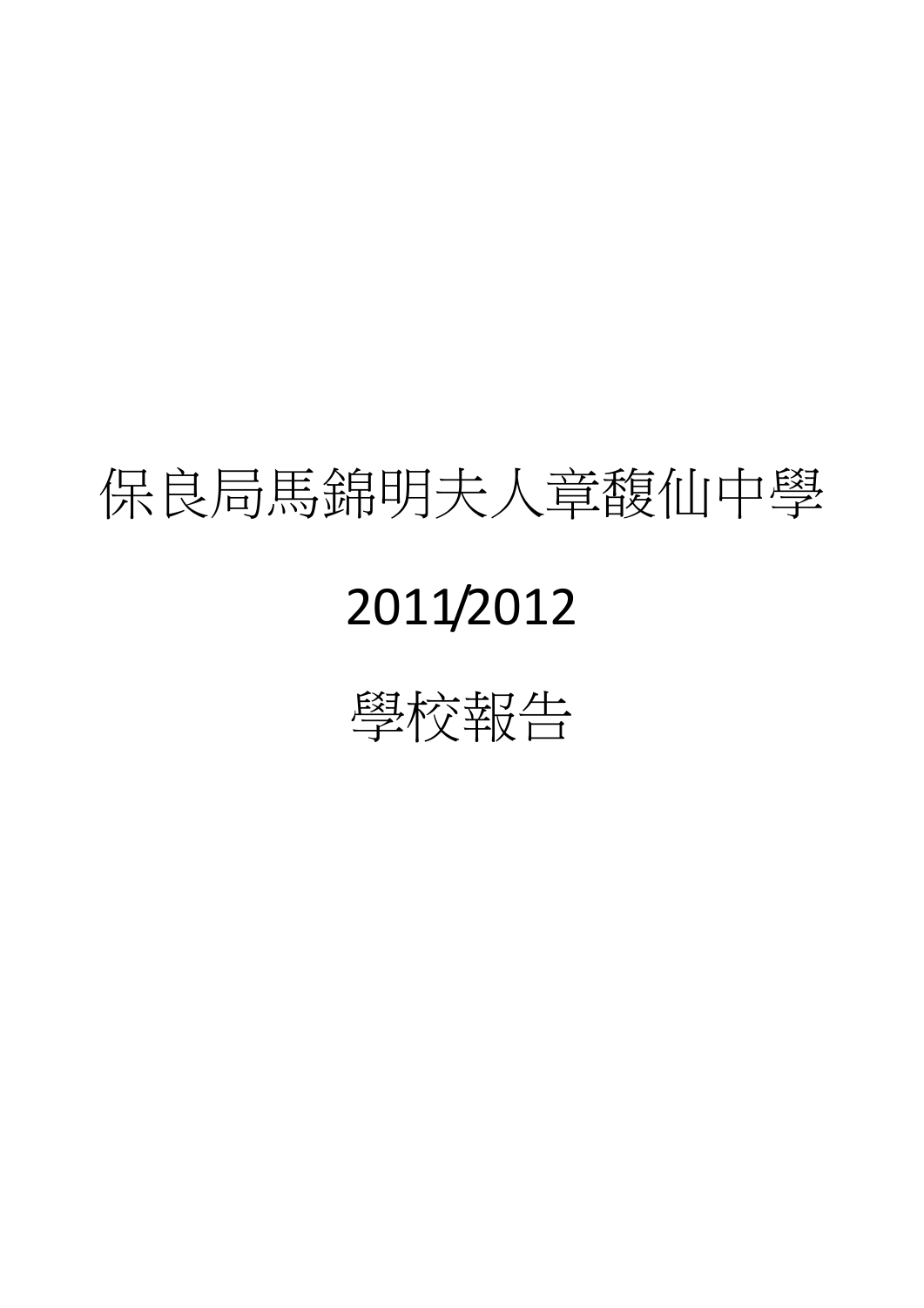# 保良局馬錦明夫人章馥仙中學

# 2011/2012

# 學校報告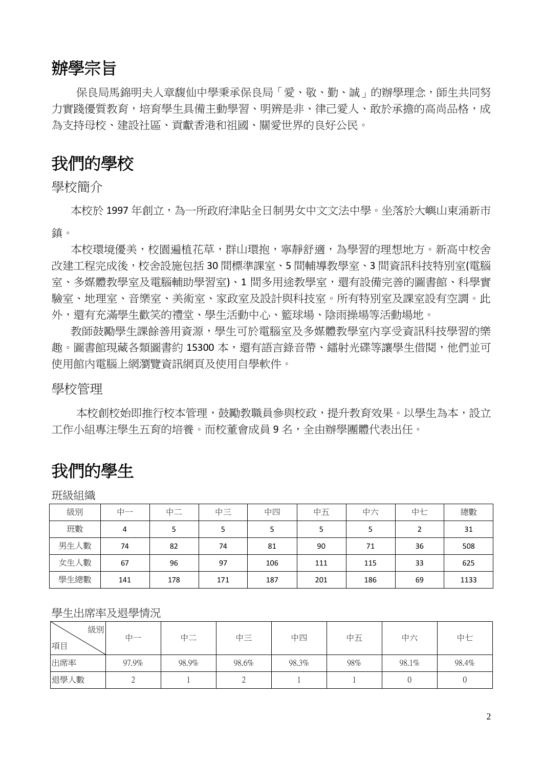# 辦學宗旨

保良局馬錦明夫人章馥仙中學秉承保良局「愛、敬、勤、誠」的辦學理念，師生共同努力實踐優質教育，培育學生具備主動學習、明辨是非、律己愛人、敢於承擔的高尚品格，成為支持母校、建設社區、貢獻香港和祖國、關愛世界的良好公民。

# 我們的學校

## 學校簡介

本校於 1997 年創立，為一所政府津貼全日制男女中文文法中學。坐落於大嶼山東涌新市鎮。

本校環境優美，校園遍植花草，群山環抱，寧靜舒適，為學習的理想地方。新高中校舍改建工程完成後，校舍設施包括 30 間標準課室、5 間輔導教學室、3 間資訊科技特別室(電腦室、多媒體教學室及電腦輔助學習室)、1 間多用途教學室，還有設備完善的圖書館、科學實驗室、地理室、音樂室、美術室、家政室及設計與科技室。所有特別室及課室設有空調。此外，還有充滿學生歡笑的禮堂、學生活動中心、籃球場、陰雨操場等活動場地。

教師鼓勵學生課餘善用資源，學生可於電腦室及多媒體教學室內享受資訊科技學習的樂趣。圖書館現藏各類圖書約 15300 本，還有語言錄音帶、鐳射光碟等讓學生借閱，他們並可使用館內電腦上網瀏覽資訊網頁及使用自學軟件。

## 學校管理

本校創校始即推行校本管理，鼓勵教職員參與校政，提升教育效果。以學生為本，設立工作小組專注學生五育的培養。而校董會成員 9 名，全由辦學團體代表出任。

# 我們的學生

班級組織

| 級別 | 中一 | 中二 | 中三 | 中四 | 中五 | 中六 | 中七 | 總數 |
|---|---|---|---|---|---|---|---|---|
| 班數 | 4 | 5 | 5 | 5 | 5 | 5 | 2 | 31 |
| 男生人數 | 74 | 82 | 74 | 81 | 90 | 71 | 36 | 508 |
| 女生人數 | 67 | 96 | 97 | 106 | 111 | 115 | 33 | 625 |
| 學生總數 | 141 | 178 | 171 | 187 | 201 | 186 | 69 | 1133 |

學生出席率及退學情況

| 項目 \ 級別 | 中一 | 中二 | 中三 | 中四 | 中五 | 中六 | 中七 |
|---|---|---|---|---|---|---|---|
| 出席率 | 97.9% | 98.9% | 98.6% | 98.3% | 98% | 98.1% | 98.4% |
| 退學人數 | 2 | 1 | 2 | 1 | 1 | 0 | 0 |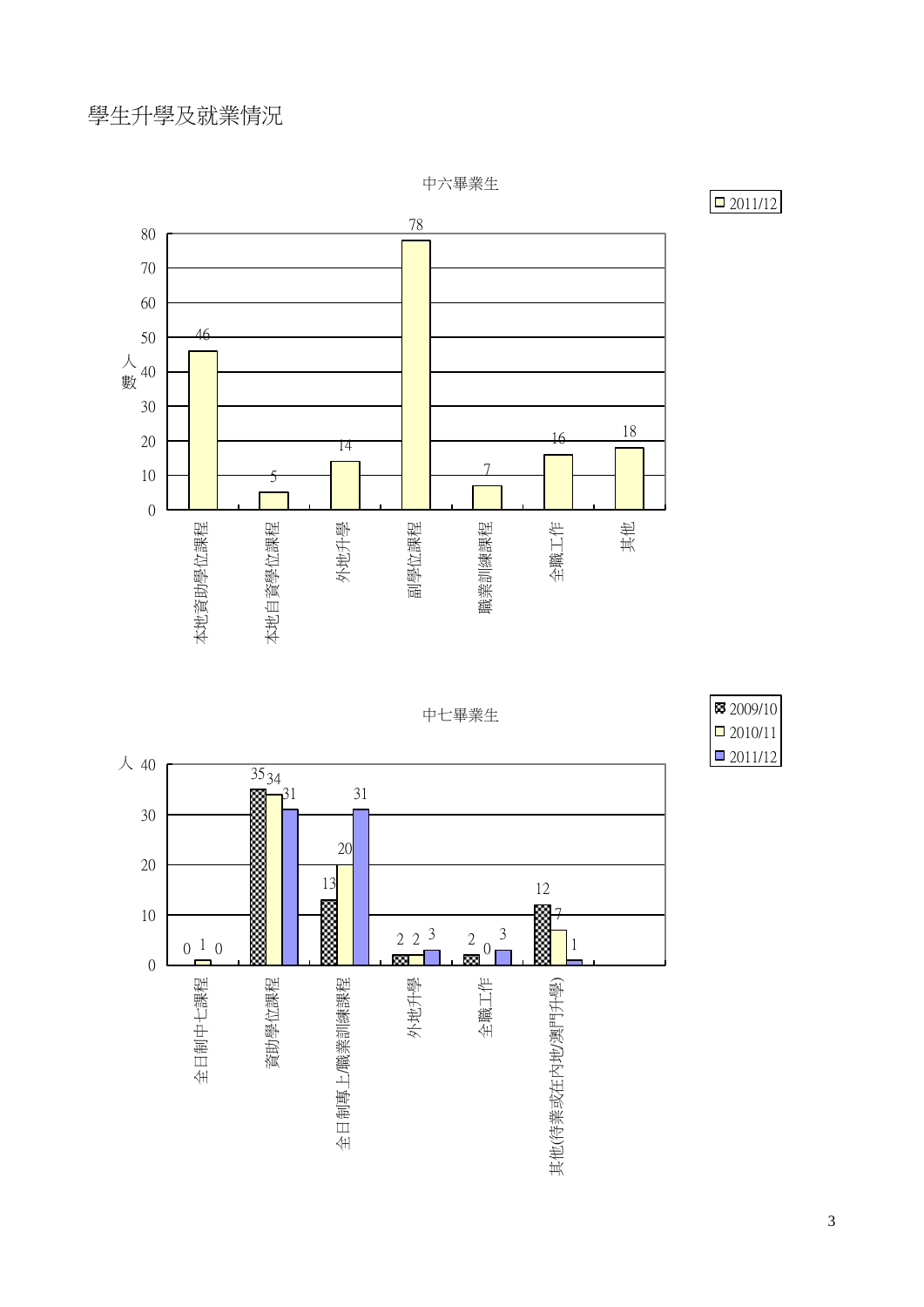# 學生升學及就業情況

中六畢業生

| 類別 | 2011/12 |
| --- | --- |
| 本地資助學位課程 | 46 |
| 本地自資學位課程 | 5 |
| 外地升學 | 14 |
| 副學位課程 | 78 |
| 職業訓練課程 | 7 |
| 全職工作 | 16 |
| 其他 | 18 |

中七畢業生

| 類別 | 2009/10 | 2010/11 | 2011/12 |
| --- | --- | --- | --- |
| 全日制中七課程 | 0 | 1 | 0 |
| 資助學位課程 | 35 | 34 | 31 |
| 全日制專上/職業訓練課程 | 13 | 20 | 31 |
| 外地升學 | 2 | 2 | 3 |
| 全職工作 | 2 | 0 | 3 |
| 其他(待業或在內地/澳門升學) | 12 | 7 | 1 |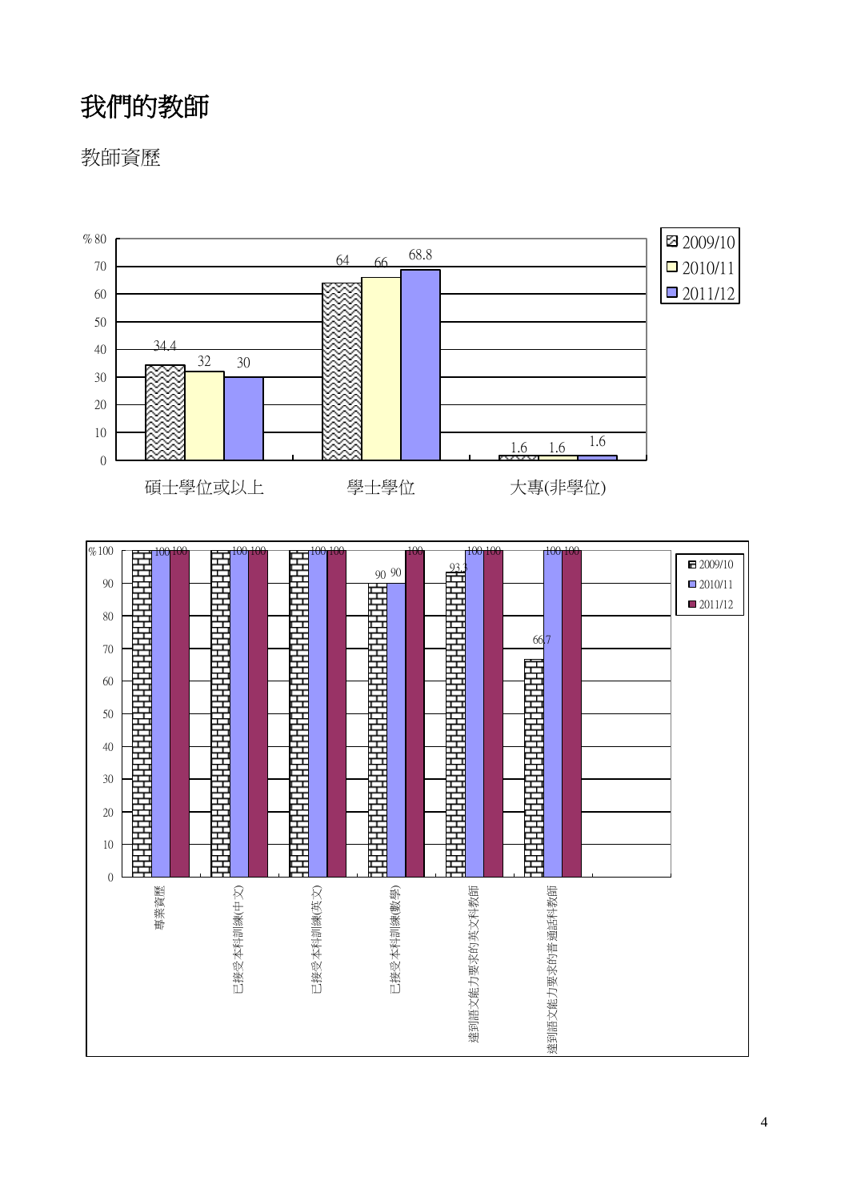# 我們的教師

教師資歷

| | 2009/10 | 2010/11 | 2011/12 |
|---|---|---|---|
| 碩士學位或以上 | 34.4 | 32 | 30 |
| 學士學位 | 64 | 66 | 68.8 |
| 大專(非學位) | 1.6 | 1.6 | 1.6 |

| % | 2009/10 | 2010/11 | 2011/12 |
|---|---|---|---|
| 專業資歷 | 100 | 100 | 100 |
| 已接受本科訓練(中文) | 100 | 100 | 100 |
| 已接受本科訓練(英文) | 100 | 100 | 100 |
| 已接受本科訓練(數學) | 90 | 90 | 100 |
| 達到語文能力要求的英文科教師 | 93.3 | 100 | 100 |
| 達到語文能力要求的普通話科教師 | 66.7 | 100 | 100 |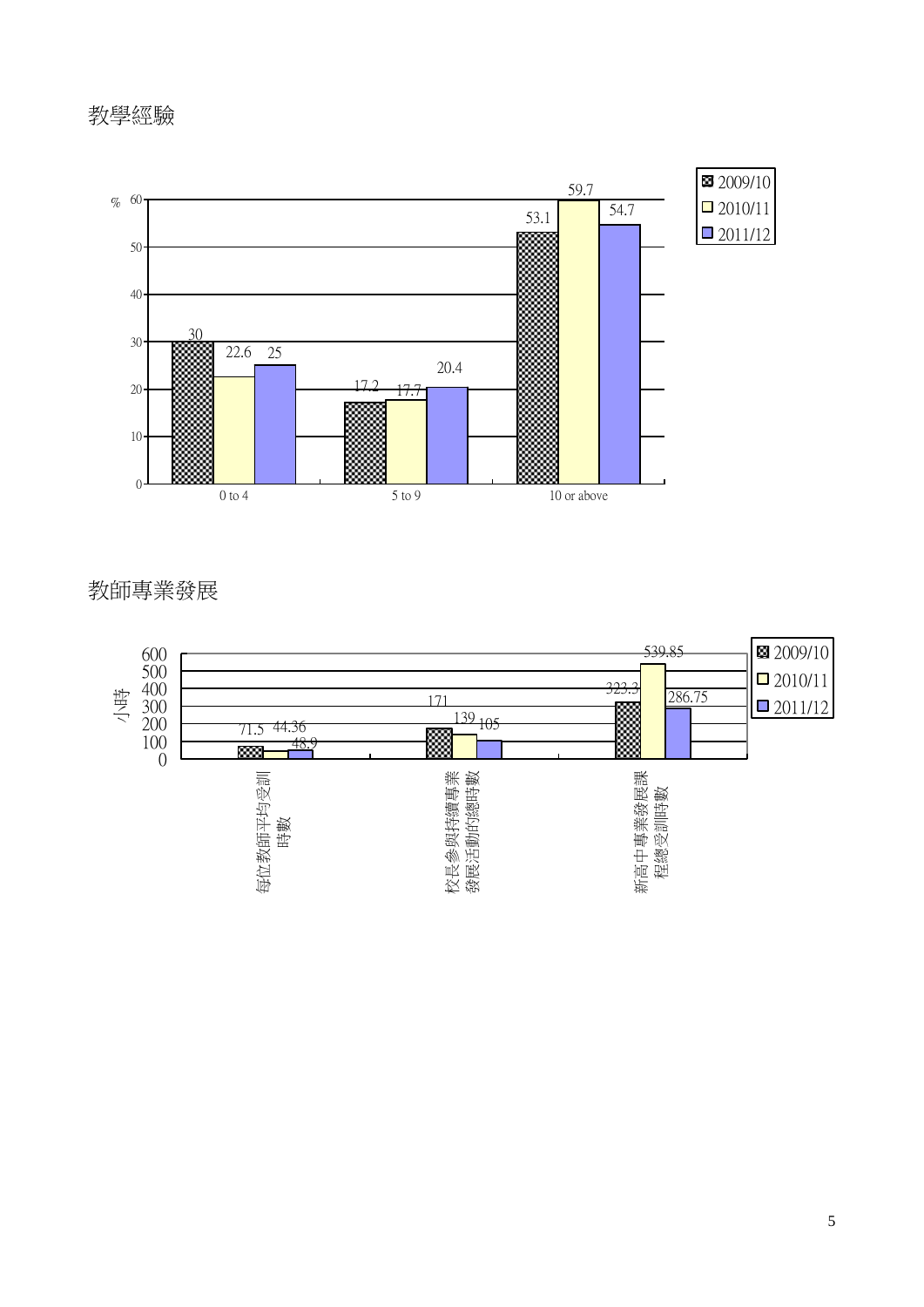## 教學經驗

| % | 2009/10 | 2010/11 | 2011/12 |
| --- | --- | --- | --- |
| 0 to 4 | 30 | 22.6 | 25 |
| 5 to 9 | 17.2 | 17.7 | 20.4 |
| 10 or above | 53.1 | 59.7 | 54.7 |

## 教師專業發展

| 小時 | 2009/10 | 2010/11 | 2011/12 |
| --- | --- | --- | --- |
| 每位教師平均受訓時數 | 71.5 | 44.36 | 48.9 |
| 校長參與持續專業發展活動的總時數 | 171 | 139 | 105 |
| 新高中專業發展課程總受訓時數 | 323.3 | 539.85 | 286.75 |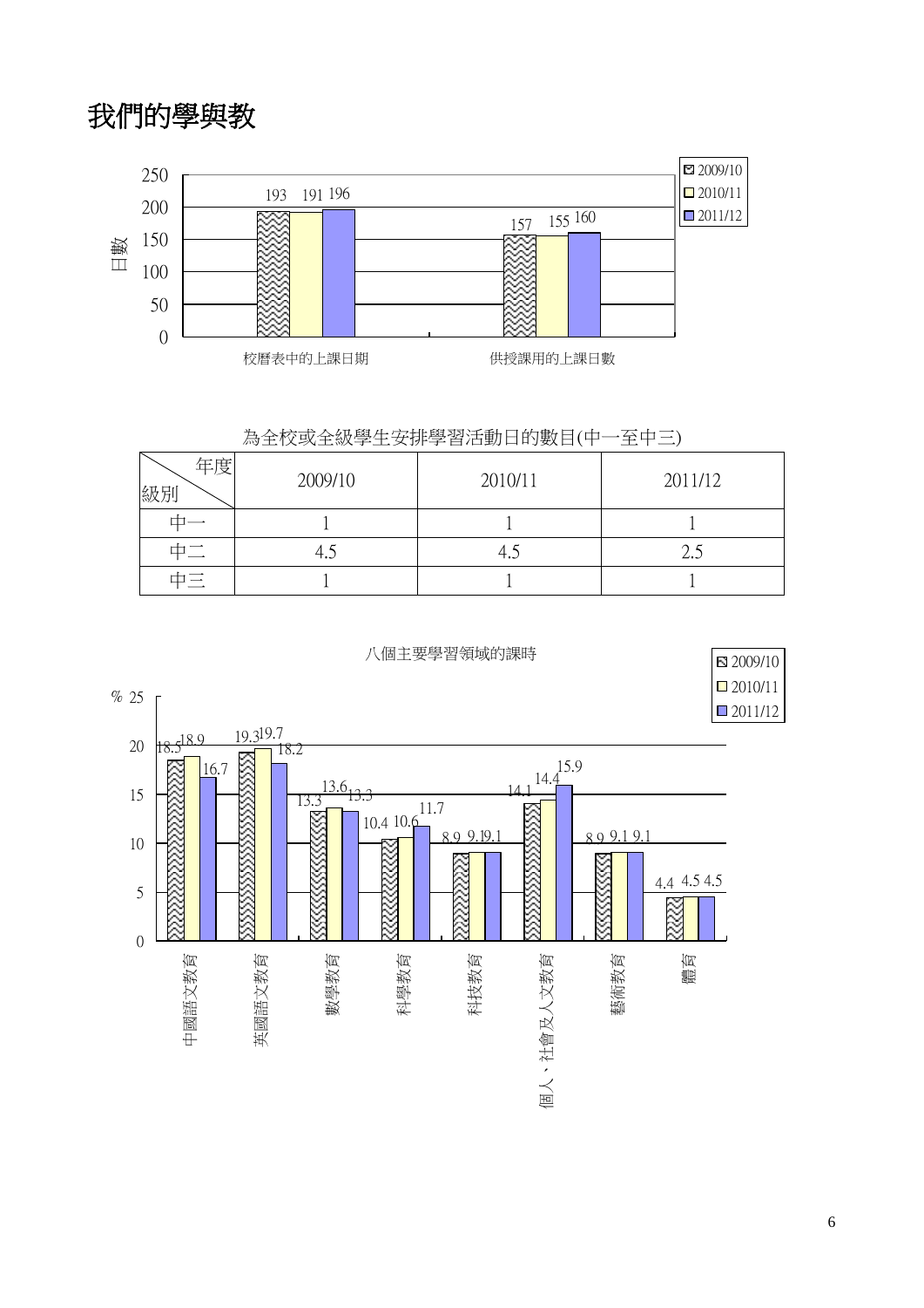# 我們的學與教

| | 2009/10 | 2010/11 | 2011/12 |
|---|---|---|---|
| 校曆表中的上課日期 | 193 | 191 | 196 |
| 供授課用的上課日數 | 157 | 155 | 160 |

為全校或全級學生安排學習活動日的數目(中一至中三)

| 年度 / 級別 | 2009/10 | 2010/11 | 2011/12 |
|---|---|---|---|
| 中一 | 1 | 1 | 1 |
| 中二 | 4.5 | 4.5 | 2.5 |
| 中三 | 1 | 1 | 1 |

八個主要學習領域的課時

| % | 2009/10 | 2010/11 | 2011/12 |
|---|---|---|---|
| 中國語文教育 | 18.5 | 18.9 | 16.7 |
| 英國語文教育 | 19.3 | 19.7 | 18.2 |
| 數學教育 | 13.3 | 13.6 | 13.3 |
| 科學教育 | 10.4 | 10.6 | 11.7 |
| 科技教育 | 8.9 | 9.1 | 9.1 |
| 個人、社會及人文教育 | 14.1 | 14.4 | 15.9 |
| 藝術教育 | 8.9 | 9.1 | 9.1 |
| 體育 | 4.4 | 4.5 | 4.5 |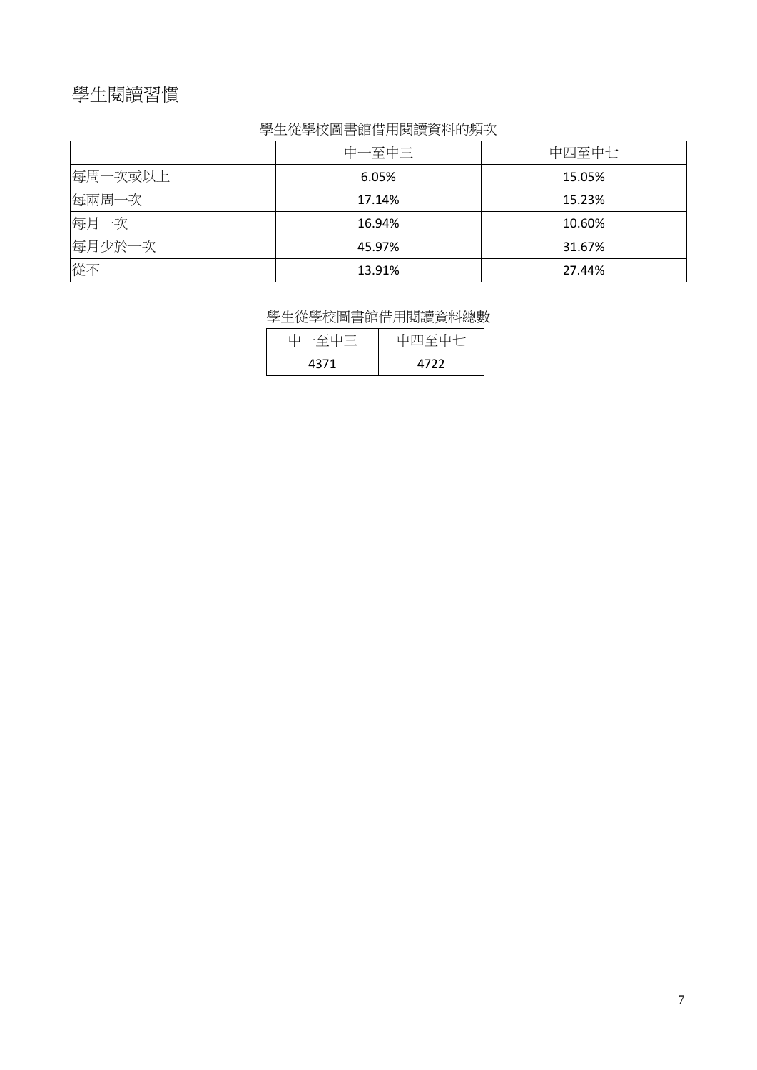# 學生閱讀習慣

學生從學校圖書館借用閱讀資料的頻次

| | 中一至中三 | 中四至中七 |
|---|---|---|
| 每周一次或以上 | 6.05% | 15.05% |
| 每兩周一次 | 17.14% | 15.23% |
| 每月一次 | 16.94% | 10.60% |
| 每月少於一次 | 45.97% | 31.67% |
| 從不 | 13.91% | 27.44% |

學生從學校圖書館借用閱讀資料總數

| 中一至中三 | 中四至中七 |
|---|---|
| 4371 | 4722 |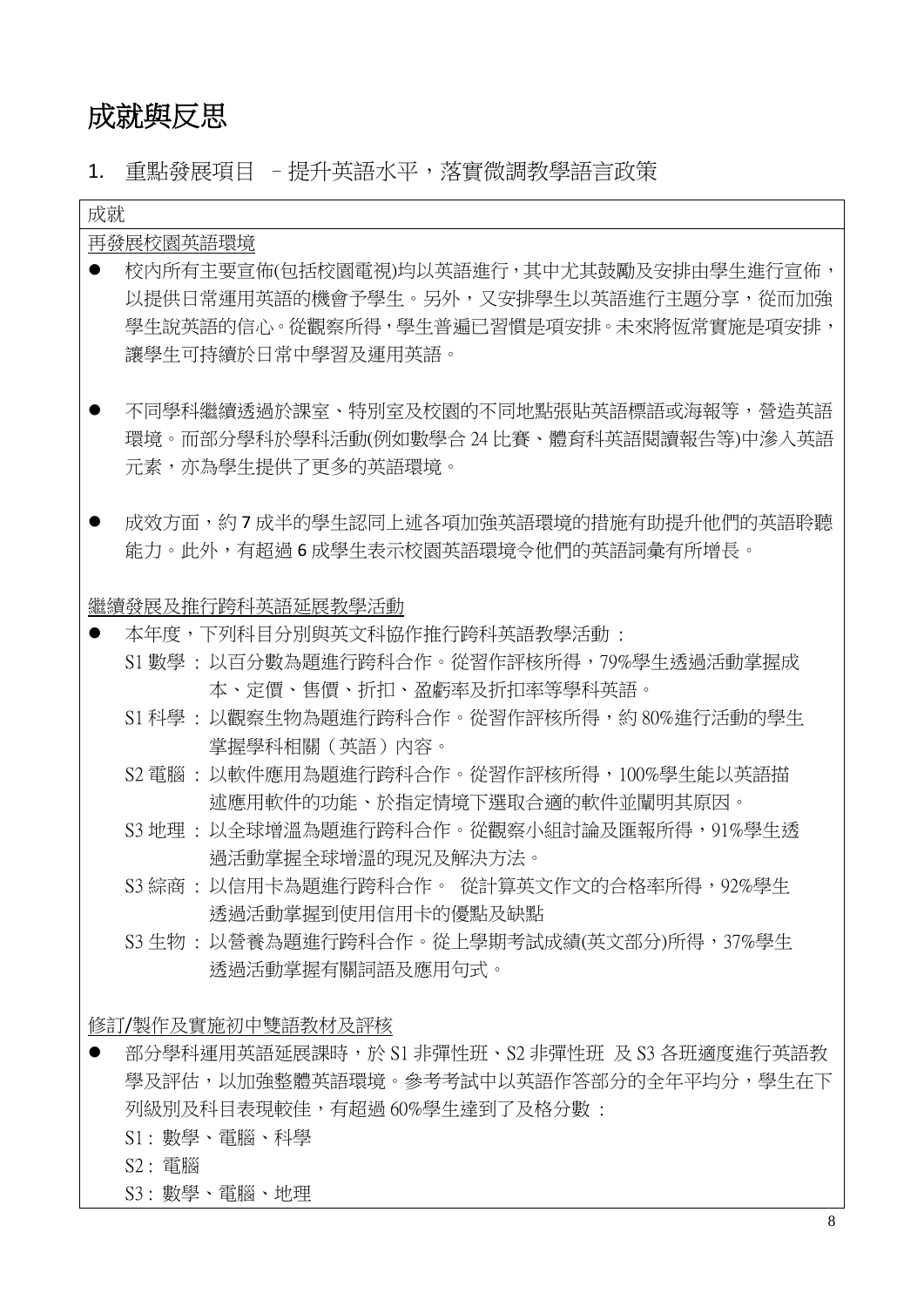# 成就與反思

## 1. 重點發展項目 – 提升英語水平，落實微調教學語言政策

### 成就

再發展校園英語環境

- 校內所有主要宣佈(包括校園電視)均以英語進行，其中尤其鼓勵及安排由學生進行宣佈，以提供日常運用英語的機會予學生。另外，又安排學生以英語進行主題分享，從而加強學生說英語的信心。從觀察所得，學生普遍已習慣是項安排。未來將恆常實施是項安排，讓學生可持續於日常中學習及運用英語。

- 不同學科繼續透過於課室、特別室及校園的不同地點張貼英語標語或海報等，營造英語環境。而部分學科於學科活動(例如數學合 24 比賽、體育科英語閱讀報告等)中滲入英語元素，亦為學生提供了更多的英語環境。

- 成效方面，約 7 成半的學生認同上述各項加強英語環境的措施有助提升他們的英語聆聽能力。此外，有超過 6 成學生表示校園英語環境令他們的英語詞彙有所增長。

繼續發展及推行跨科英語延展教學活動

- 本年度，下列科目分別與英文科協作推行跨科英語教學活動：
  - S1 數學：以百分數為題進行跨科合作。從習作評核所得，79%學生透過活動掌握成本、定價、售價、折扣、盈虧率及折扣率等學科英語。
  - S1 科學：以觀察生物為題進行跨科合作。從習作評核所得，約 80%進行活動的學生掌握學科相關（英語）內容。
  - S2 電腦：以軟件應用為題進行跨科合作。從習作評核所得，100%學生能以英語描述應用軟件的功能、於指定情境下選取合適的軟件並闡明其原因。
  - S3 地理：以全球增溫為題進行跨科合作。從觀察小組討論及匯報所得，91%學生透過活動掌握全球增溫的現況及解決方法。
  - S3 綜商：以信用卡為題進行跨科合作。 從計算英文作文的合格率所得，92%學生透過活動掌握到使用信用卡的優點及缺點
  - S3 生物：以營養為題進行跨科合作。從上學期考試成績(英文部分)所得，37%學生透過活動掌握有關詞語及應用句式。

修訂/製作及實施初中雙語教材及評核

- 部分學科運用英語延展課時，於 S1 非彈性班、S2 非彈性班 及 S3 各班適度進行英語教學及評估，以加強整體英語環境。參考考試中以英語作答部分的全年平均分，學生在下列級別及科目表現較佳，有超過 60%學生達到了及格分數：
  - S1：數學、電腦、科學
  - S2：電腦
  - S3：數學、電腦、地理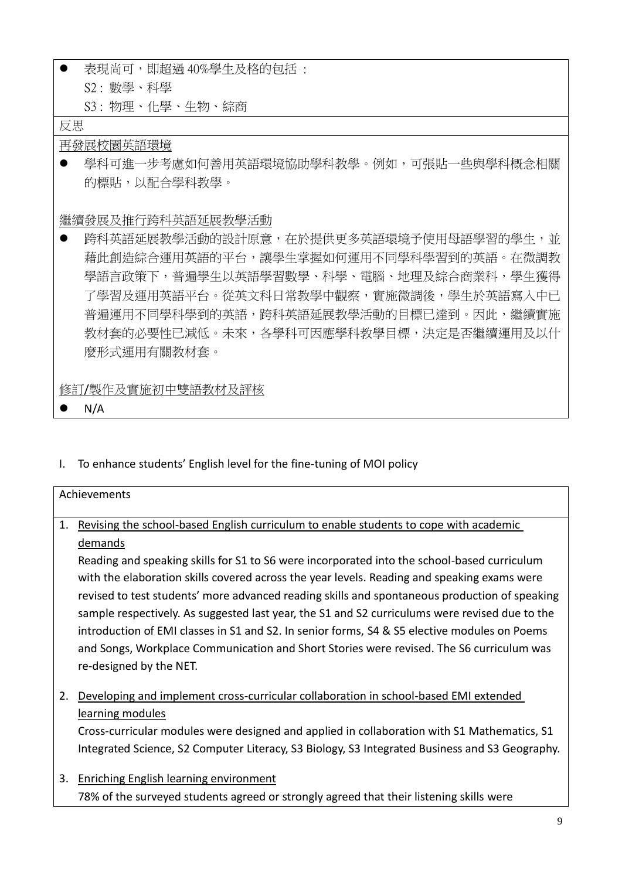- 表現尚可，即超過 40%學生及格的包括：
  S2：數學、科學
  S3：物理、化學、生物、綜商

反思

再發展校園英語環境

- 學科可進一步考慮如何善用英語環境協助學科教學。例如，可張貼一些與學科概念相關的標貼，以配合學科教學。

繼續發展及推行跨科英語延展教學活動

- 跨科英語延展教學活動的設計原意，在於提供更多英語環境予使用母語學習的學生，並藉此創造綜合運用英語的平台，讓學生掌握如何運用不同學科學習到的英語。在微調教學語言政策下，普遍學生以英語學習數學、科學、電腦、地理及綜合商業科，學生獲得了學習及運用英語平台。從英文科日常教學中觀察，實施微調後，學生於英語寫入中已普遍運用不同學科學到的英語，跨科英語延展教學活動的目標已達到。因此，繼續實施教材套的必要性已減低。未來，各學科可因應學科教學目標，決定是否繼續運用及以什麼形式運用有關教材套。

修訂/製作及實施初中雙語教材及評核

- N/A

I. To enhance students' English level for the fine-tuning of MOI policy

Achievements

1. Revising the school-based English curriculum to enable students to cope with academic demands
   Reading and speaking skills for S1 to S6 were incorporated into the school-based curriculum with the elaboration skills covered across the year levels. Reading and speaking exams were revised to test students' more advanced reading skills and spontaneous production of speaking sample respectively. As suggested last year, the S1 and S2 curriculums were revised due to the introduction of EMI classes in S1 and S2. In senior forms, S4 & S5 elective modules on Poems and Songs, Workplace Communication and Short Stories were revised. The S6 curriculum was re-designed by the NET.

2. Developing and implement cross-curricular collaboration in school-based EMI extended learning modules
   Cross-curricular modules were designed and applied in collaboration with S1 Mathematics, S1 Integrated Science, S2 Computer Literacy, S3 Biology, S3 Integrated Business and S3 Geography.

3. Enriching English learning environment
   78% of the surveyed students agreed or strongly agreed that their listening skills were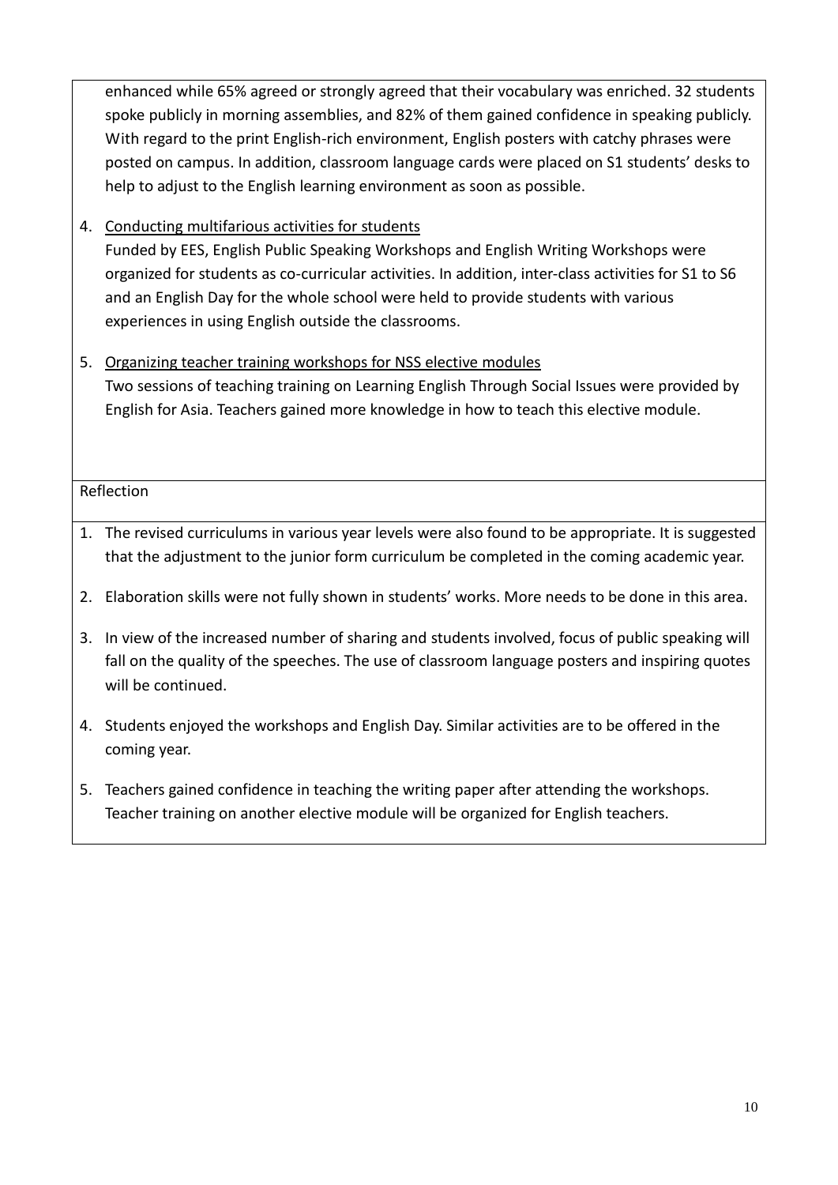enhanced while 65% agreed or strongly agreed that their vocabulary was enriched. 32 students spoke publicly in morning assemblies, and 82% of them gained confidence in speaking publicly. With regard to the print English-rich environment, English posters with catchy phrases were posted on campus. In addition, classroom language cards were placed on S1 students' desks to help to adjust to the English learning environment as soon as possible.

4. Conducting multifarious activities for students
   Funded by EES, English Public Speaking Workshops and English Writing Workshops were organized for students as co-curricular activities. In addition, inter-class activities for S1 to S6 and an English Day for the whole school were held to provide students with various experiences in using English outside the classrooms.

5. Organizing teacher training workshops for NSS elective modules
   Two sessions of teaching training on Learning English Through Social Issues were provided by English for Asia. Teachers gained more knowledge in how to teach this elective module.

Reflection

1. The revised curriculums in various year levels were also found to be appropriate. It is suggested that the adjustment to the junior form curriculum be completed in the coming academic year.
2. Elaboration skills were not fully shown in students' works. More needs to be done in this area.
3. In view of the increased number of sharing and students involved, focus of public speaking will fall on the quality of the speeches. The use of classroom language posters and inspiring quotes will be continued.
4. Students enjoyed the workshops and English Day. Similar activities are to be offered in the coming year.
5. Teachers gained confidence in teaching the writing paper after attending the workshops. Teacher training on another elective module will be organized for English teachers.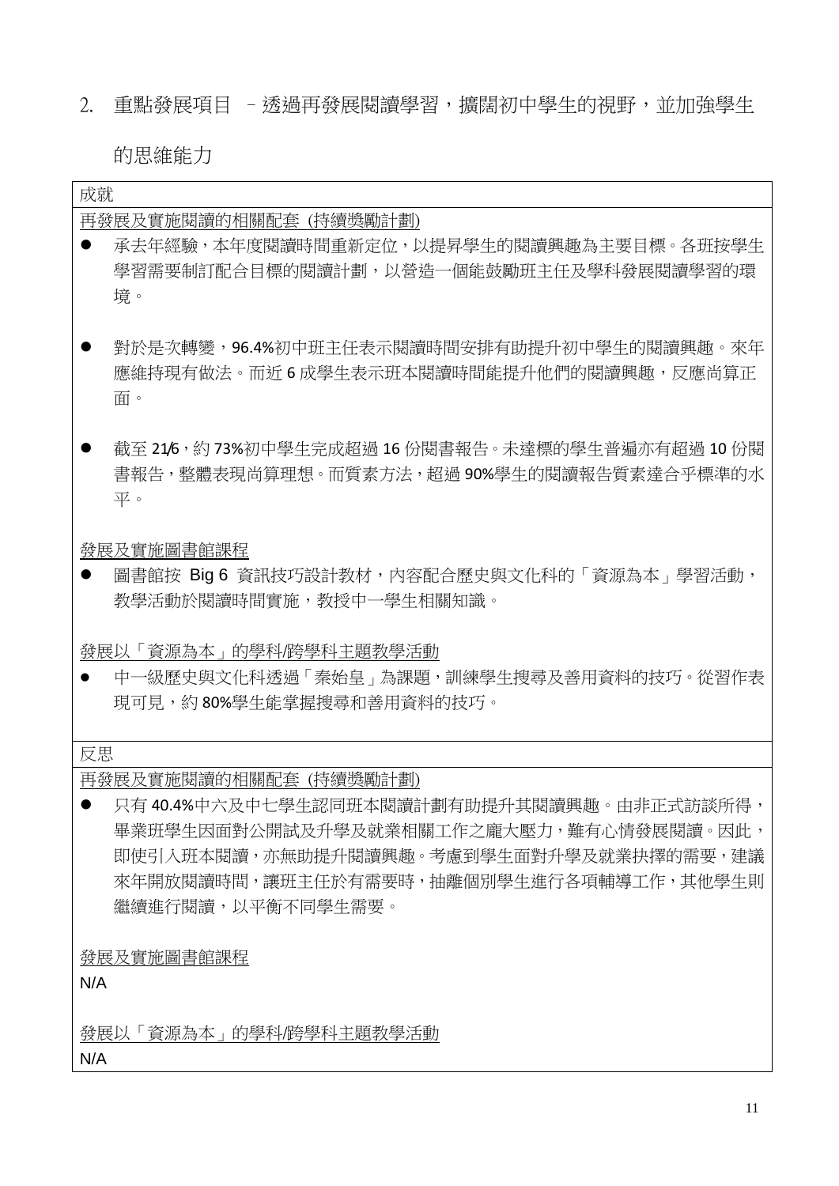2. 重點發展項目 – 透過再發展閱讀學習，擴闊初中學生的視野，並加強學生的思維能力

**成就**

<u>再發展及實施閱讀的相關配套 (持續獎勵計劃)</u>

- 承去年經驗，本年度閱讀時間重新定位，以提昇學生的閱讀興趣為主要目標。各班按學生學習需要制訂配合目標的閱讀計劃，以營造一個能鼓勵班主任及學科發展閱讀學習的環境。

- 對於是次轉變，96.4%初中班主任表示閱讀時間安排有助提升初中學生的閱讀興趣。來年應維持現有做法。而近 6 成學生表示班本閱讀時間能提升他們的閱讀興趣，反應尚算正面。

- 截至 21/6，約 73%初中學生完成超過 16 份閱書報告。未達標的學生普遍亦有超過 10 份閱書報告，整體表現尚算理想。而質素方法，超過 90%學生的閱讀報告質素達合乎標準的水平。

<u>發展及實施圖書館課程</u>

- 圖書館按 Big 6 資訊技巧設計教材，內容配合歷史與文化科的「資源為本」學習活動，教學活動於閱讀時間實施，教授中一學生相關知識。

<u>發展以「資源為本」的學科/跨學科主題教學活動</u>

- 中一級歷史與文化科透過「秦始皇」為課題，訓練學生搜尋及善用資料的技巧。從習作表現可見，約 80%學生能掌握搜尋和善用資料的技巧。

**反思**

<u>再發展及實施閱讀的相關配套 (持續獎勵計劃)</u>

- 只有 40.4%中六及中七學生認同班本閱讀計劃有助提升其閱讀興趣。由非正式訪談所得，畢業班學生因面對公開試及升學及就業相關工作之龐大壓力，難有心情發展閱讀。因此，即使引入班本閱讀，亦無助提升閱讀興趣。考慮到學生面對升學及就業抉擇的需要，建議來年開放閱讀時間，讓班主任於有需要時，抽離個別學生進行各項輔導工作，其他學生則繼續進行閱讀，以平衡不同學生需要。

<u>發展及實施圖書館課程</u>

N/A

<u>發展以「資源為本」的學科/跨學科主題教學活動</u>

N/A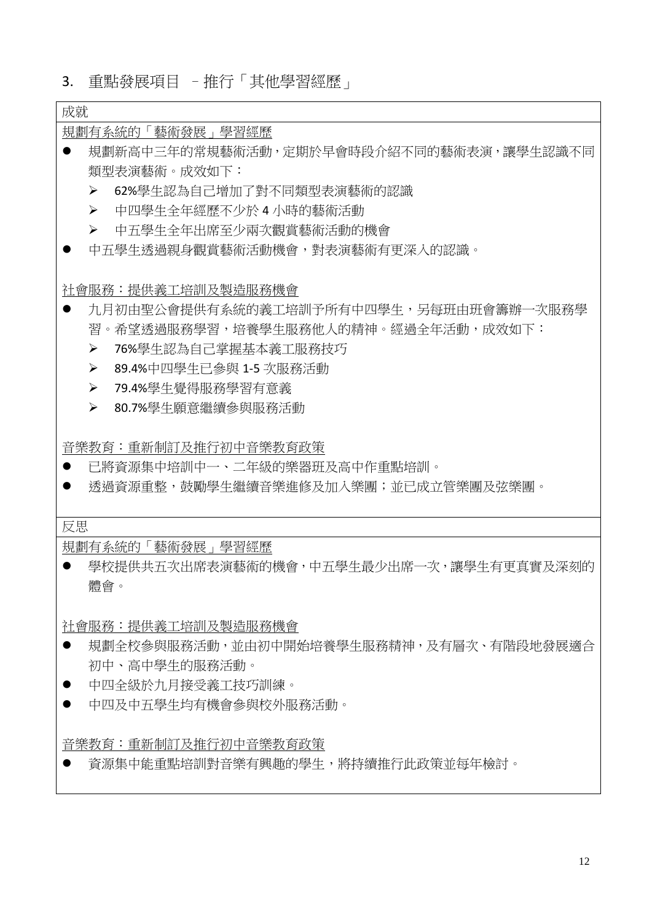## 3. 重點發展項目 – 推行「其他學習經歷」

成就

<u>規劃有系統的「藝術發展」學習經歷</u>

- 規劃新高中三年的常規藝術活動，定期於早會時段介紹不同的藝術表演，讓學生認識不同類型表演藝術。成效如下：
  - 62%學生認為自己增加了對不同類型表演藝術的認識
  - 中四學生全年經歷不少於 4 小時的藝術活動
  - 中五學生全年出席至少兩次觀賞藝術活動的機會
- 中五學生透過親身觀賞藝術活動機會，對表演藝術有更深入的認識。

<u>社會服務：提供義工培訓及製造服務機會</u>

- 九月初由聖公會提供有系統的義工培訓予所有中四學生，另每班由班會籌辦一次服務學習。希望透過服務學習，培養學生服務他人的精神。經過全年活動，成效如下：
  - 76%學生認為自己掌握基本義工服務技巧
  - 89.4%中四學生已參與 1-5 次服務活動
  - 79.4%學生覺得服務學習有意義
  - 80.7%學生願意繼續參與服務活動

<u>音樂教育：重新制訂及推行初中音樂教育政策</u>

- 已將資源集中培訓中一、二年級的樂器班及高中作重點培訓。
- 透過資源重整，鼓勵學生繼續音樂進修及加入樂團；並已成立管樂團及弦樂團。

反思

<u>規劃有系統的「藝術發展」學習經歷</u>

- 學校提供共五次出席表演藝術的機會，中五學生最少出席一次，讓學生有更真實及深刻的體會。

<u>社會服務：提供義工培訓及製造服務機會</u>

- 規劃全校參與服務活動，並由初中開始培養學生服務精神，及有層次、有階段地發展適合初中、高中學生的服務活動。
- 中四全級於九月接受義工技巧訓練。
- 中四及中五學生均有機會參與校外服務活動。

<u>音樂教育：重新制訂及推行初中音樂教育政策</u>

- 資源集中能重點培訓對音樂有興趣的學生，將持續推行此政策並每年檢討。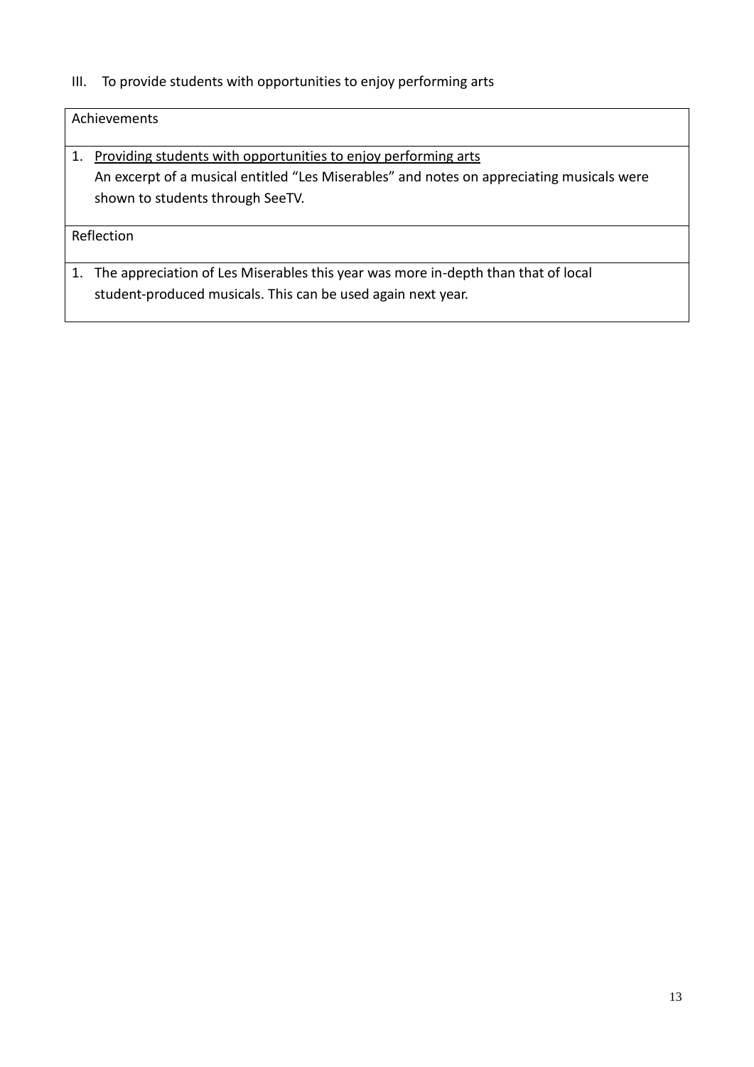III. To provide students with opportunities to enjoy performing arts

| Achievements |
|---|
| 1. <u>Providing students with opportunities to enjoy performing arts</u><br>An excerpt of a musical entitled "Les Miserables" and notes on appreciating musicals were shown to students through SeeTV. |
| Reflection |
| 1. The appreciation of Les Miserables this year was more in-depth than that of local student-produced musicals. This can be used again next year. |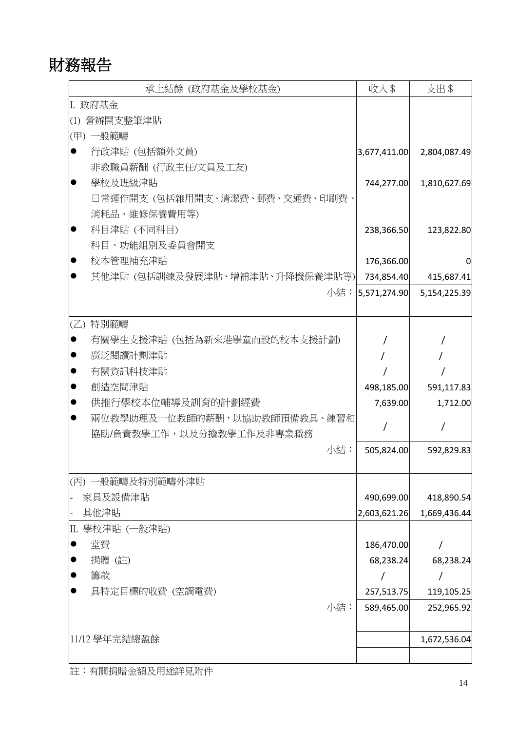# 財務報告

| 承上結餘 (政府基金及學校基金) | 收入 $ | 支出 $ |
|---|---|---|
| I. 政府基金 | | |
| (1) 營辦開支整筆津貼 | | |
| (甲) 一般範疇 | | |
| ● 行政津貼 (包括額外文員)<br>非教職員薪酬 (行政主任/文員及工友) | 3,677,411.00 | 2,804,087.49 |
| ● 學校及班級津貼<br>日常運作開支 (包括雜用開支、清潔費、郵費、交通費、印刷費、消耗品、維修保養費用等) | 744,277.00 | 1,810,627.69 |
| ● 科目津貼 (不同科目)<br>科目、功能組別及委員會開支 | 238,366.50 | 123,822.80 |
| ● 校本管理補充津貼 | 176,366.00 | 0 |
| ● 其他津貼 (包括訓練及發展津貼、增補津貼、升降機保養津貼等) | 734,854.40 | 415,687.41 |
| 小結： | 5,571,274.90 | 5,154,225.39 |
| (乙) 特別範疇 | | |
| ● 有關學生支援津貼 (包括為新來港學童而設的校本支援計劃) | / | / |
| ● 廣泛閱讀計劃津貼 | / | / |
| ● 有關資訊科技津貼 | / | / |
| ● 創造空間津貼 | 498,185.00 | 591,117.83 |
| ● 供推行學校本位輔導及訓育的計劃經費 | 7,639.00 | 1,712.00 |
| ● 兩位教學助理及一位教師的薪酬，以協助教師預備教具、練習和協助/負責教學工作，以及分擔教學工作及非專業職務 | / | / |
| 小結： | 505,824.00 | 592,829.83 |
| (丙) 一般範疇及特別範疇外津貼 | | |
| - 家具及設備津貼 | 490,699.00 | 418,890.54 |
| - 其他津貼 | 2,603,621.26 | 1,669,436.44 |
| II. 學校津貼 (一般津貼) | | |
| ● 堂費 | 186,470.00 | / |
| ● 捐贈 (註) | 68,238.24 | 68,238.24 |
| ● 籌款 | / | / |
| ● 具特定目標的收費 (空調電費) | 257,513.75 | 119,105.25 |
| 小結： | 589,465.00 | 252,965.92 |
| 11/12 學年完結總盈餘 | | 1,672,536.04 |

註：有關捐贈金額及用途詳見附件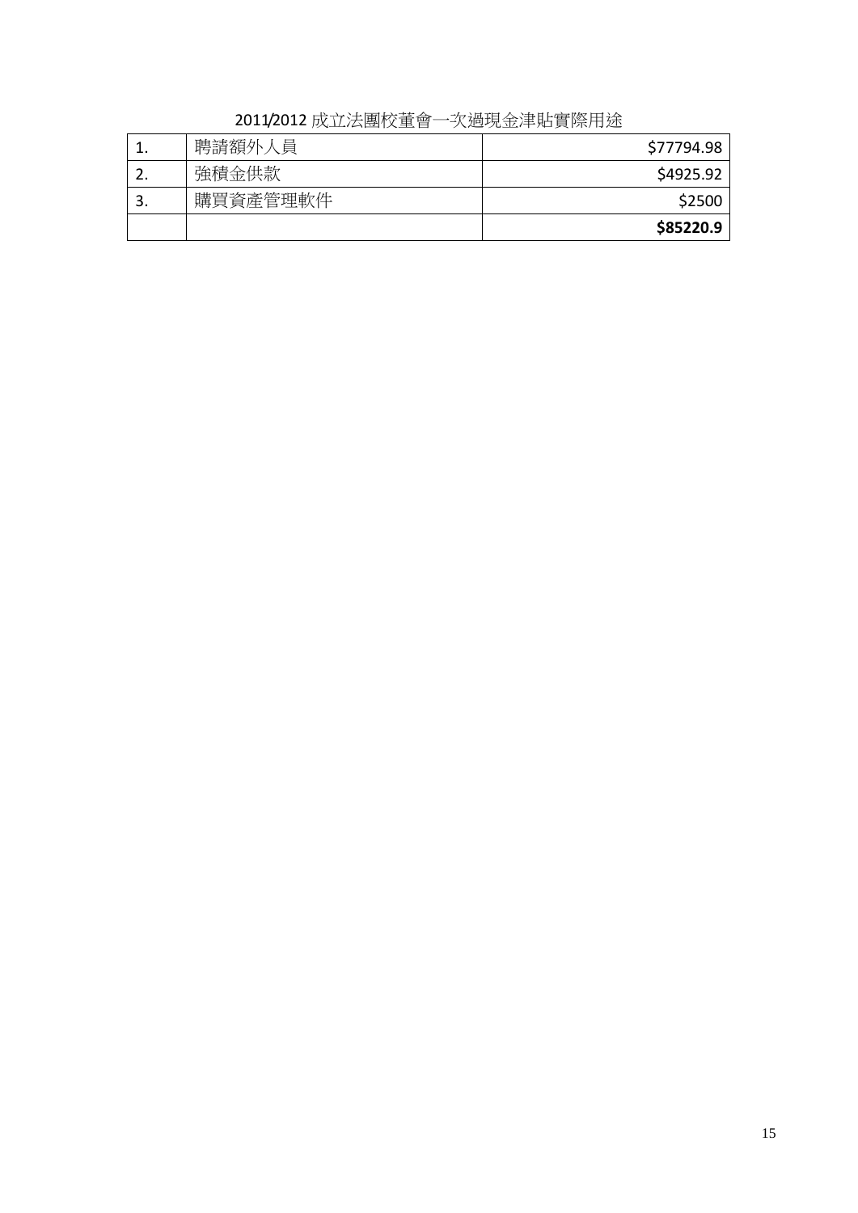2011/2012 成立法團校董會一次過現金津貼實際用途

| 1. | 聘請額外人員 | \$77794.98 |
|---|---|---|
| 2. | 強積金供款 | \$4925.92 |
| 3. | 購買資產管理軟件 | \$2500 |
| | | **\$85220.9** |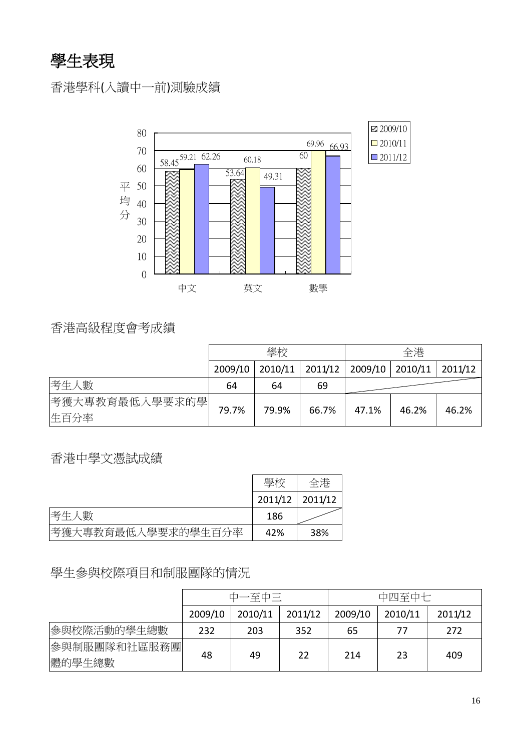# 學生表現

## 香港學科(入讀中一前)測驗成績

| 平均分 | 中文 | 英文 | 數學 |
|---|---|---|---|
| 2009/10 | 58.45 | 53.64 | 60 |
| 2010/11 | 59.21 | 60.18 | 69.96 |
| 2011/12 | 62.26 | 49.31 | 66.93 |

## 香港高級程度會考成績

| | 學校 | | | 全港 | | |
|---|---|---|---|---|---|---|
| | 2009/10 | 2010/11 | 2011/12 | 2009/10 | 2010/11 | 2011/12 |
| 考生人數 | 64 | 64 | 69 | | | |
| 考獲大專教育最低入學要求的學生百分率 | 79.7% | 79.9% | 66.7% | 47.1% | 46.2% | 46.2% |

## 香港中學文憑試成績

| | 學校 | 全港 |
|---|---|---|
| | 2011/12 | 2011/12 |
| 考生人數 | 186 | |
| 考獲大專教育最低入學要求的學生百分率 | 42% | 38% |

## 學生參與校際項目和制服團隊的情況

| | 中一至中三 | | | 中四至中七 | | |
|---|---|---|---|---|---|---|
| | 2009/10 | 2010/11 | 2011/12 | 2009/10 | 2010/11 | 2011/12 |
| 參與校際活動的學生總數 | 232 | 203 | 352 | 65 | 77 | 272 |
| 參與制服團隊和社區服務團體的學生總數 | 48 | 49 | 22 | 214 | 23 | 409 |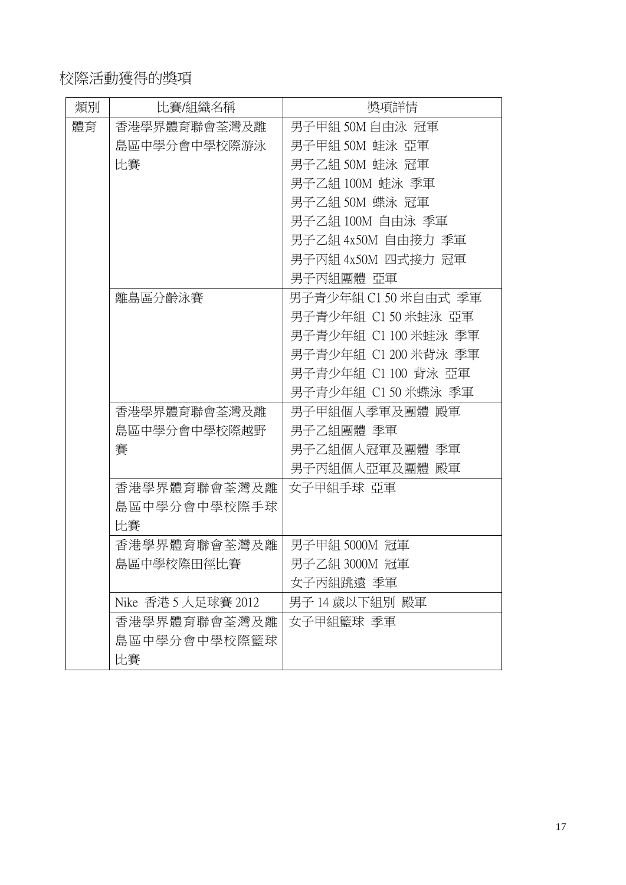校際活動獲得的獎項

| 類別 | 比賽/組織名稱 | 獎項詳情 |
|---|---|---|
| 體育 | 香港學界體育聯會荃灣及離島區中學分會中學校際游泳比賽 | 男子甲組 50M 自由泳 冠軍<br>男子甲組 50M 蛙泳 亞軍<br>男子乙組 50M 蛙泳 冠軍<br>男子乙組 100M 蛙泳 季軍<br>男子乙組 50M 蝶泳 冠軍<br>男子乙組 100M 自由泳 季軍<br>男子乙組 4x50M 自由接力 季軍<br>男子丙組 4x50M 四式接力 冠軍<br>男子丙組團體 亞軍 |
| | 離島區分齡泳賽 | 男子青少年組 C1 50 米自由式 季軍<br>男子青少年組 C1 50 米蛙泳 亞軍<br>男子青少年組 C1 100 米蛙泳 季軍<br>男子青少年組 C1 200 米背泳 季軍<br>男子青少年組 C1 100 背泳 亞軍<br>男子青少年組 C1 50 米蝶泳 季軍 |
| | 香港學界體育聯會荃灣及離島區中學分會中學校際越野賽 | 男子甲組個人季軍及團體 殿軍<br>男子乙組團體 季軍<br>男子乙組個人冠軍及團體 季軍<br>男子丙組個人亞軍及團體 殿軍 |
| | 香港學界體育聯會荃灣及離島區中學分會中學校際手球比賽 | 女子甲組手球 亞軍 |
| | 香港學界體育聯會荃灣及離島區中學校際田徑比賽 | 男子甲組 5000M 冠軍<br>男子乙組 3000M 冠軍<br>女子丙組跳遠 季軍 |
| | Nike 香港 5 人足球賽 2012 | 男子 14 歲以下組別 殿軍 |
| | 香港學界體育聯會荃灣及離島區中學分會中學校際籃球比賽 | 女子甲組籃球 季軍 |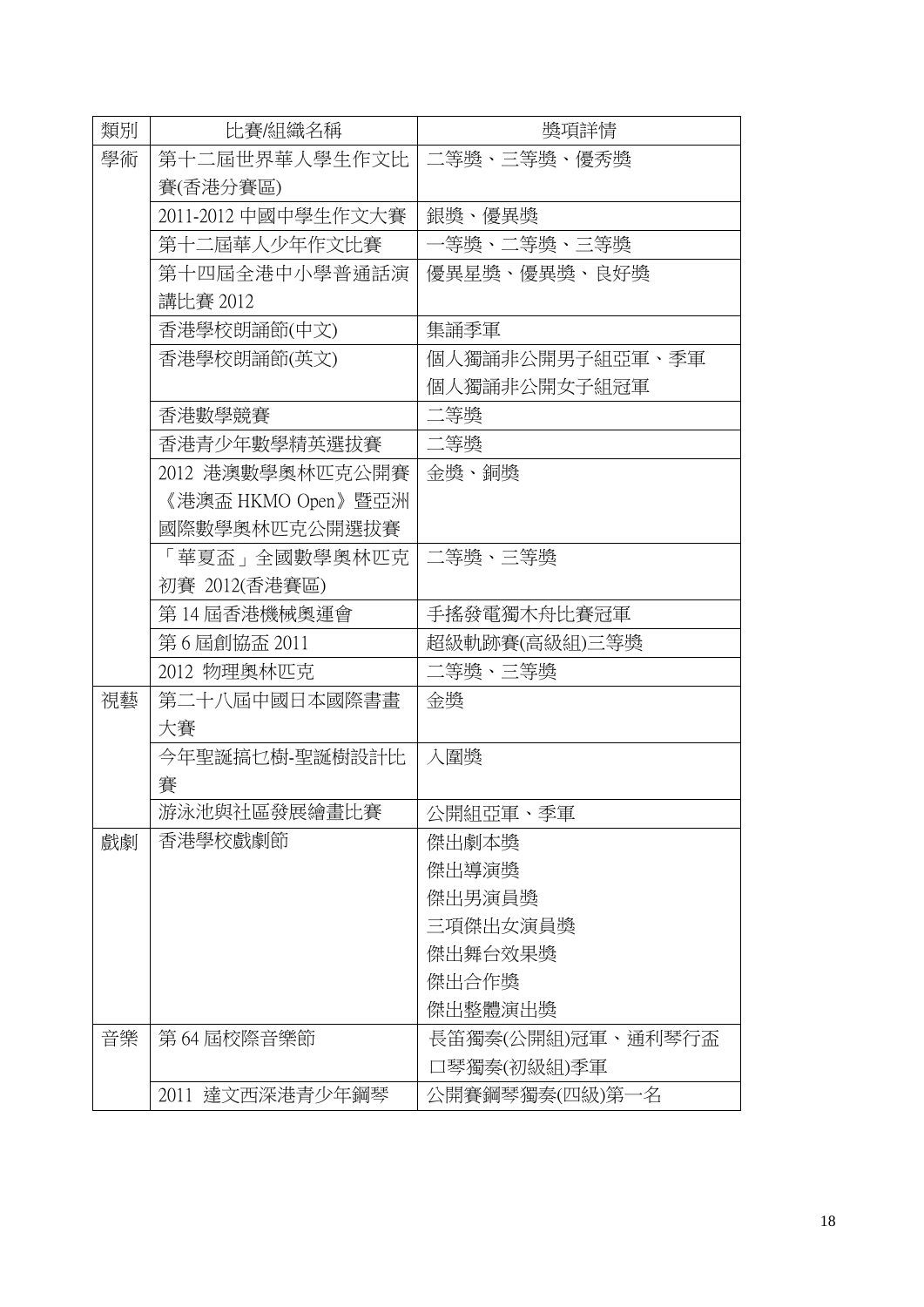| 類別 | 比賽/組織名稱 | 獎項詳情 |
| --- | --- | --- |
| 學術 | 第十二屆世界華人學生作文比賽(香港分賽區) | 二等獎、三等獎、優秀獎 |
| | 2011-2012 中國中學生作文大賽 | 銀獎、優異獎 |
| | 第十二屆華人少年作文比賽 | 一等獎、二等獎、三等獎 |
| | 第十四屆全港中小學普通話演講比賽 2012 | 優異星獎、優異獎、 良好獎 |
| | 香港學校朗誦節(中文) | 集誦季軍 |
| | 香港學校朗誦節(英文) | 個人獨誦非公開男子組亞軍、季軍<br>個人獨誦非公開女子組冠軍 |
| | 香港數學競賽 | 二等獎 |
| | 香港青少年數學精英選拔賽 | 二等獎 |
| | 2012 港澳數學奧林匹克公開賽《港澳盃 HKMO Open》暨亞洲國際數學奧林匹克公開選拔賽 | 金獎、銅獎 |
| | 「華夏盃」全國數學奧林匹克初賽 2012(香港賽區) | 二等獎、三等獎 |
| | 第 14 屆香港機械奧運會 | 手搖發電獨木舟比賽冠軍 |
| | 第 6 屆創協盃 2011 | 超級軌跡賽(高級組)三等獎 |
| | 2012 物理奧林匹克 | 二等獎、三等獎 |
| 視藝 | 第二十八屆中國日本國際書畫大賽 | 金獎 |
| | 今年聖誕搞乜樹-聖誕樹設計比賽 | 入圍獎 |
| | 游泳池與社區發展繪畫比賽 | 公開組亞軍、季軍 |
| 戲劇 | 香港學校戲劇節 | 傑出劇本獎<br>傑出導演獎<br>傑出男演員獎<br>三項傑出女演員獎<br>傑出舞台效果獎<br>傑出合作獎<br>傑出整體演出獎 |
| 音樂 | 第 64 屆校際音樂節 | 長笛獨奏(公開組)冠軍、通利琴行盃<br>口琴獨奏(初級組)季軍 |
| | 2011 達文西深港青少年鋼琴 | 公開賽鋼琴獨奏(四級)第一名 |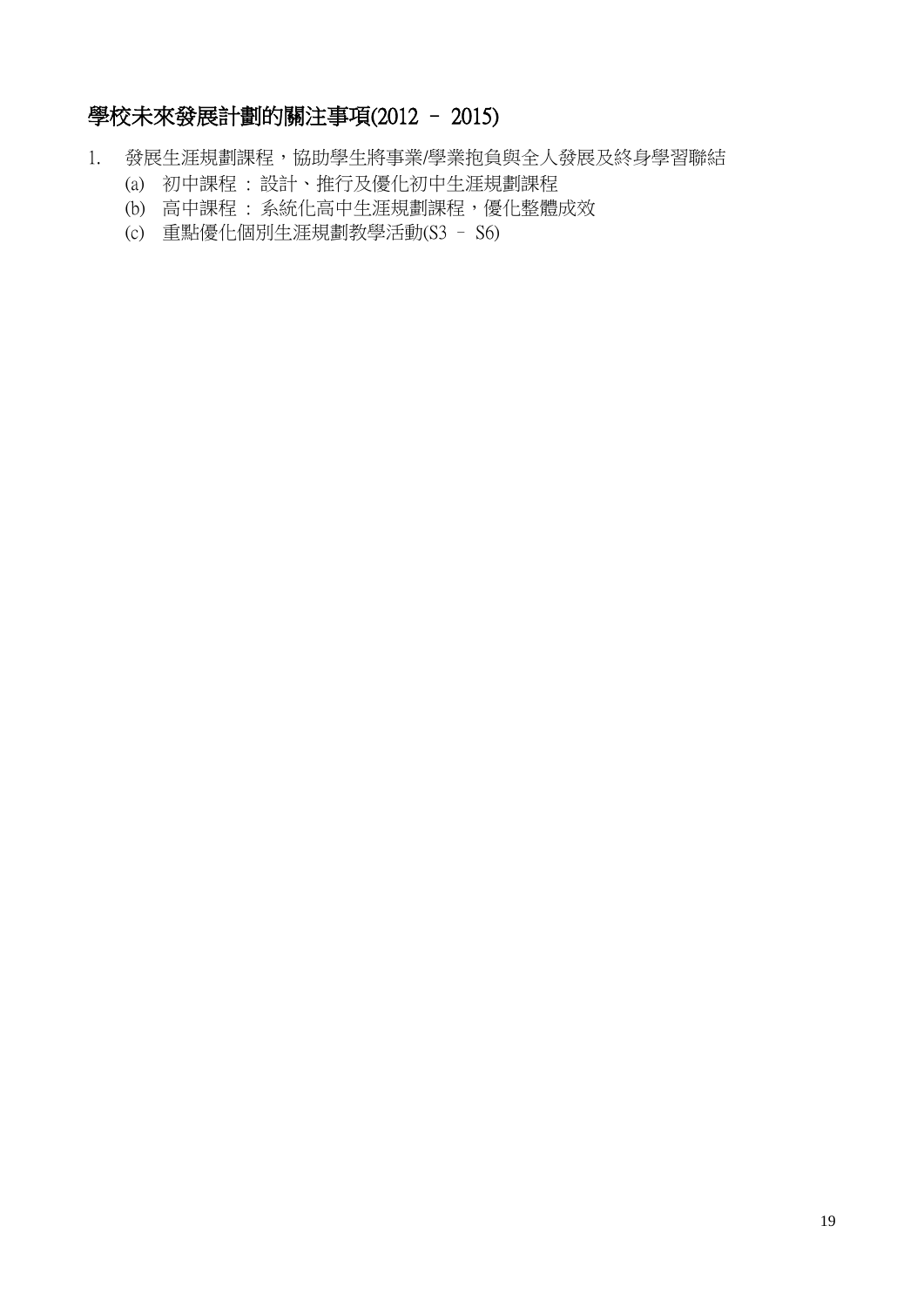## 學校未來發展計劃的關注事項(2012 – 2015)

1. 發展生涯規劃課程，協助學生將事業/學業抱負與全人發展及終身學習聯結
    (a) 初中課程 : 設計、推行及優化初中生涯規劃課程
    (b) 高中課程 : 系統化高中生涯規劃課程，優化整體成效
    (c) 重點優化個別生涯規劃教學活動(S3 – S6)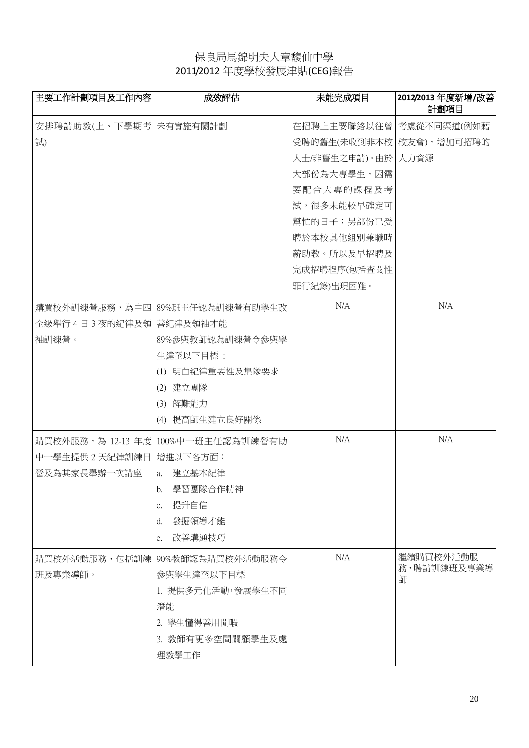# 保良局馬錦明夫人章馥仙中學
## 2011/2012 年度學校發展津貼(CEG)報告

| 主要工作計劃項目及工作內容 | 成效評估 | 未能完成項目 | 2012/2013 年度新增/改善計劃項目 |
|---|---|---|---|
| 安排聘請助教(上、下學期考試) | 未有實施有關計劃 | 在招聘上主要聯絡以往曾受聘的舊生(未收到非本校人士/非舊生之申請)。由於大部份為大專學生，因需要配合大專的課程及考試，很多未能較早確定可幫忙的日子；另部份已受聘於本校其他組別兼職時薪助教。所以及早招聘及完成招聘程序(包括查閱性罪行紀錄)出現困難。 | 考慮從不同渠道(例如藉校友會)，增加可招聘的人力資源 |
| 購買校外訓練營服務，為中四全級舉行 4 日 3 夜的紀律及領袖訓練營。 | 89%班主任認為訓練營有助學生改善紀律及領袖才能<br>89%參與教師認為訓練營令參與學生達至以下目標：<br>(1) 明白紀律重要性及集隊要求<br>(2) 建立團隊<br>(3) 解難能力<br>(4) 提高師生建立良好關係 | N/A | N/A |
| 購買校外服務，為 12-13 年度中一學生提供 2 天紀律訓練日營及為其家長舉辦一次講座 | 100%中一班主任認為訓練營有助增進以下各方面：<br>a. 建立基本紀律<br>b. 學習團隊合作精神<br>c. 提升自信<br>d. 發掘領導才能<br>e. 改善溝通技巧 | N/A | N/A |
| 購買校外活動服務，包括訓練班及專業導師。 | 90%教師認為購買校外活動服務令參與學生達至以下目標<br>1. 提供多元化活動，發展學生不同潛能<br>2. 學生懂得善用閒暇<br>3. 教師有更多空間關顧學生及處理教學工作 | N/A | 繼續購買校外活動服務，聘請訓練班及專業導師 |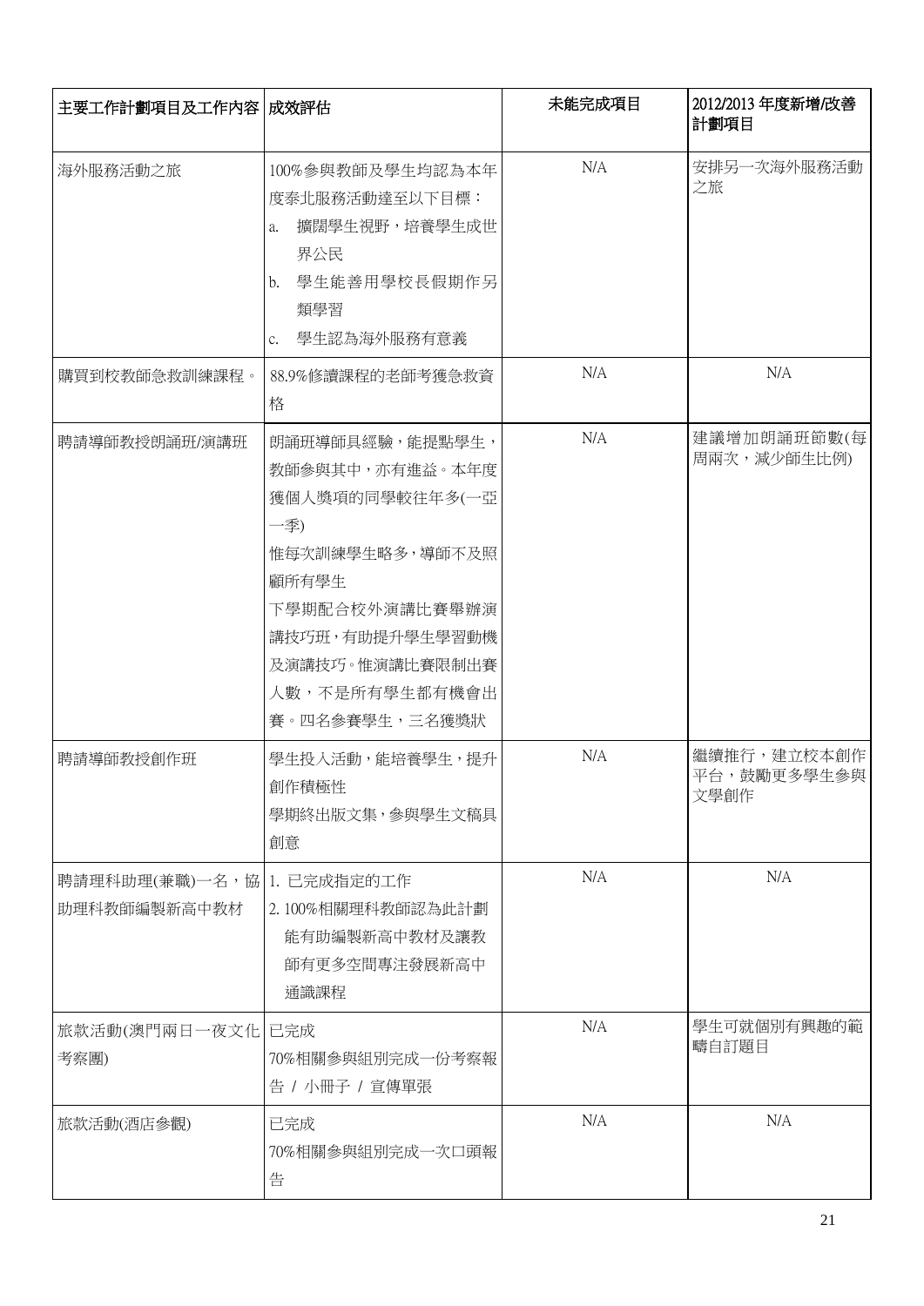| 主要工作計劃項目及工作內容 | 成效評估 | 未能完成項目 | 2012/2013 年度新增/改善計劃項目 |
|---|---|---|---|
| 海外服務活動之旅 | 100%參與教師及學生均認為本年度泰北服務活動達至以下目標：<br>a. 擴闊學生視野，培養學生成世界公民<br>b. 學生能善用學校長假期作另類學習<br>c. 學生認為海外服務有意義 | N/A | 安排另一次海外服務活動之旅 |
| 購買到校教師急救訓練課程。 | 88.9%修讀課程的老師考獲急救資格 | N/A | N/A |
| 聘請導師教授朗誦班/演講班 | 朗誦班導師具經驗，能提點學生，教師參與其中，亦有進益。本年度獲個人獎項的同學較往年多(一亞一季)<br>惟每次訓練學生略多，導師不及照顧所有學生<br>下學期配合校外演講比賽舉辦演講技巧班，有助提升學生學習動機及演講技巧。惟演講比賽限制出賽人數，不是所有學生都有機會出賽。四名參賽學生，三名獲獎狀 | N/A | 建議增加朗誦班節數(每周兩次，減少師生比例) |
| 聘請導師教授創作班 | 學生投入活動，能培養學生，提升創作積極性<br>學期終出版文集，參與學生文稿具創意 | N/A | 繼續推行，建立校本創作平台，鼓勵更多學生參與文學創作 |
| 聘請理科助理(兼職)一名，協助理科教師編製新高中教材 | 1. 已完成指定的工作<br>2. 100%相關理科教師認為此計劃能有助編製新高中教材及讓教師有更多空間專注發展新高中通識課程 | N/A | N/A |
| 旅款活動(澳門兩日一夜文化考察團) | 已完成<br>70%相關參與組別完成一份考察報告 / 小冊子 / 宣傳單張 | N/A | 學生可就個別有興趣的範疇自訂題目 |
| 旅款活動(酒店參觀) | 已完成<br>70%相關參與組別完成一次口頭報告 | N/A | N/A |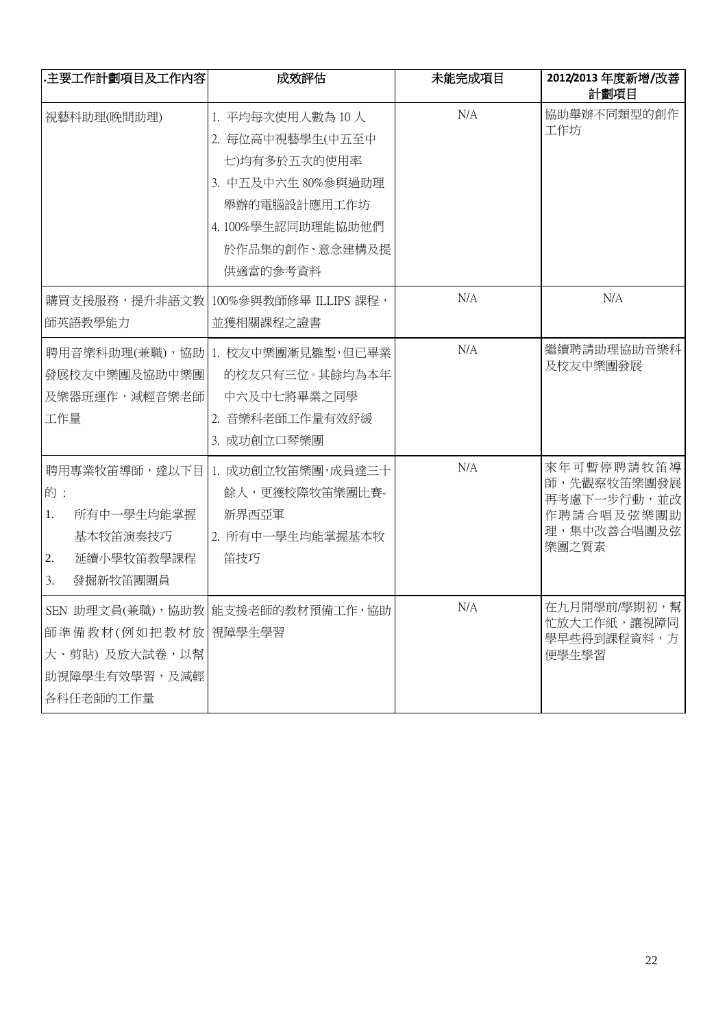| .主要工作計劃項目及工作內容 | 成效評估 | 未能完成項目 | 2012/2013 年度新增/改善計劃項目 |
|---|---|---|---|
| 視藝科助理(晚間助理) | 1. 平均每次使用人數為 10 人<br>2. 每位高中視藝學生(中五至中七)均有多於五次的使用率<br>3. 中五及中六生 80%參與過助理舉辦的電腦設計應用工作坊<br>4. 100%學生認同助理能協助他們於作品集的創作、意念建構及提供適當的參考資料 | N/A | 協助舉辦不同類型的創作工作坊 |
| 購買支援服務，提升非語文教師英語教學能力 | 100%參與教師修畢 ILLIPS 課程，並獲相關課程之證書 | N/A | N/A |
| 聘用音樂科助理(兼職)，協助發展校友中樂團及協助中樂團及樂器班運作，減輕音樂老師工作量 | 1. 校友中樂團漸見雛型，但已畢業的校友只有三位。其餘均為本年中六及中七將畢業之同學<br>2. 音樂科老師工作量有效紓緩<br>3. 成功創立口琴樂團 | N/A | 繼續聘請助理協助音樂科及校友中樂團發展 |
| 聘用專業牧笛導師，達以下目的：<br>1. 所有中一學生均能掌握基本牧笛演奏技巧<br>2. 延續小學牧笛教學課程<br>3. 發掘新牧笛團團員 | 1. 成功創立牧笛樂團，成員達三十餘人，更獲校際牧笛樂團比賽-新界西亞軍<br>2. 所有中一學生均能掌握基本牧笛技巧 | N/A | 來年可暫停聘請牧笛導師，先觀察牧笛樂團發展再考慮下一步行動，並改作聘請合唱及弦樂團助理，集中改善合唱團及弦樂團之質素 |
| SEN 助理文員(兼職)，協助教師準備教材(例如把教材放大、剪貼) 及放大試卷，以幫助視障學生有效學習，及減輕各科任老師的工作量 | 能支援老師的教材預備工作，協助視障學生學習 | N/A | 在九月開學前/學期初，幫忙放大工作紙，讓視障同學早些得到課程資料，方便學生學習 |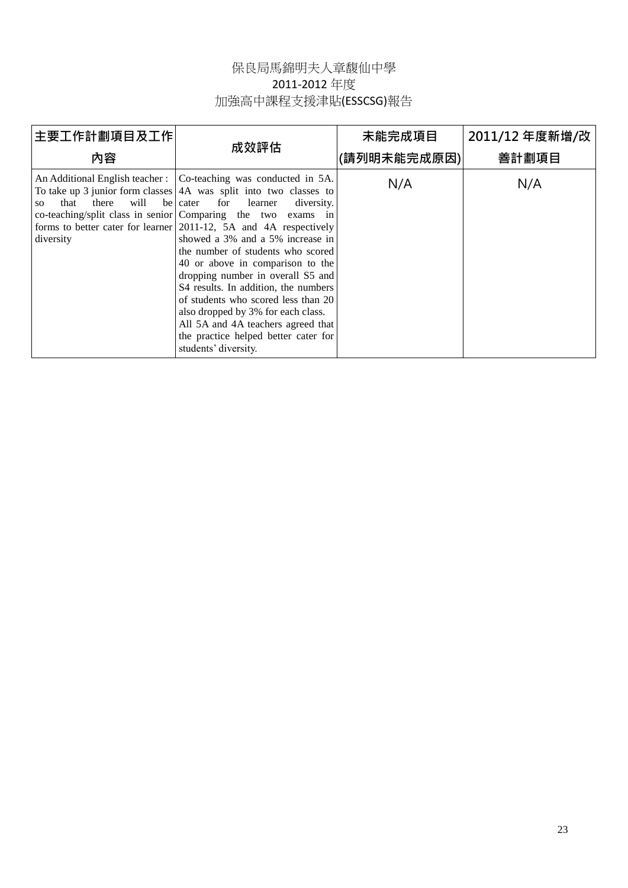# 保良局馬錦明夫人章馥仙中學
## 2011-2012 年度
## 加強高中課程支援津貼(ESSCSG)報告

| 主要工作計劃項目及工作內容 | 成效評估 | 未能完成項目(請列明未能完成原因) | 2011/12 年度新增/改善計劃項目 |
|---|---|---|---|
| An Additional English teacher : To take up 3 junior form classes so that there will be co-teaching/split class in senior forms to better cater for learner diversity | Co-teaching was conducted in 5A. 4A was split into two classes to cater for learner diversity. Comparing the two exams in 2011-12, 5A and 4A respectively showed a 3% and a 5% increase in the number of students who scored 40 or above in comparison to the dropping number in overall S5 and S4 results. In addition, the numbers of students who scored less than 20 also dropped by 3% for each class. All 5A and 4A teachers agreed that the practice helped better cater for students' diversity. | N/A | N/A |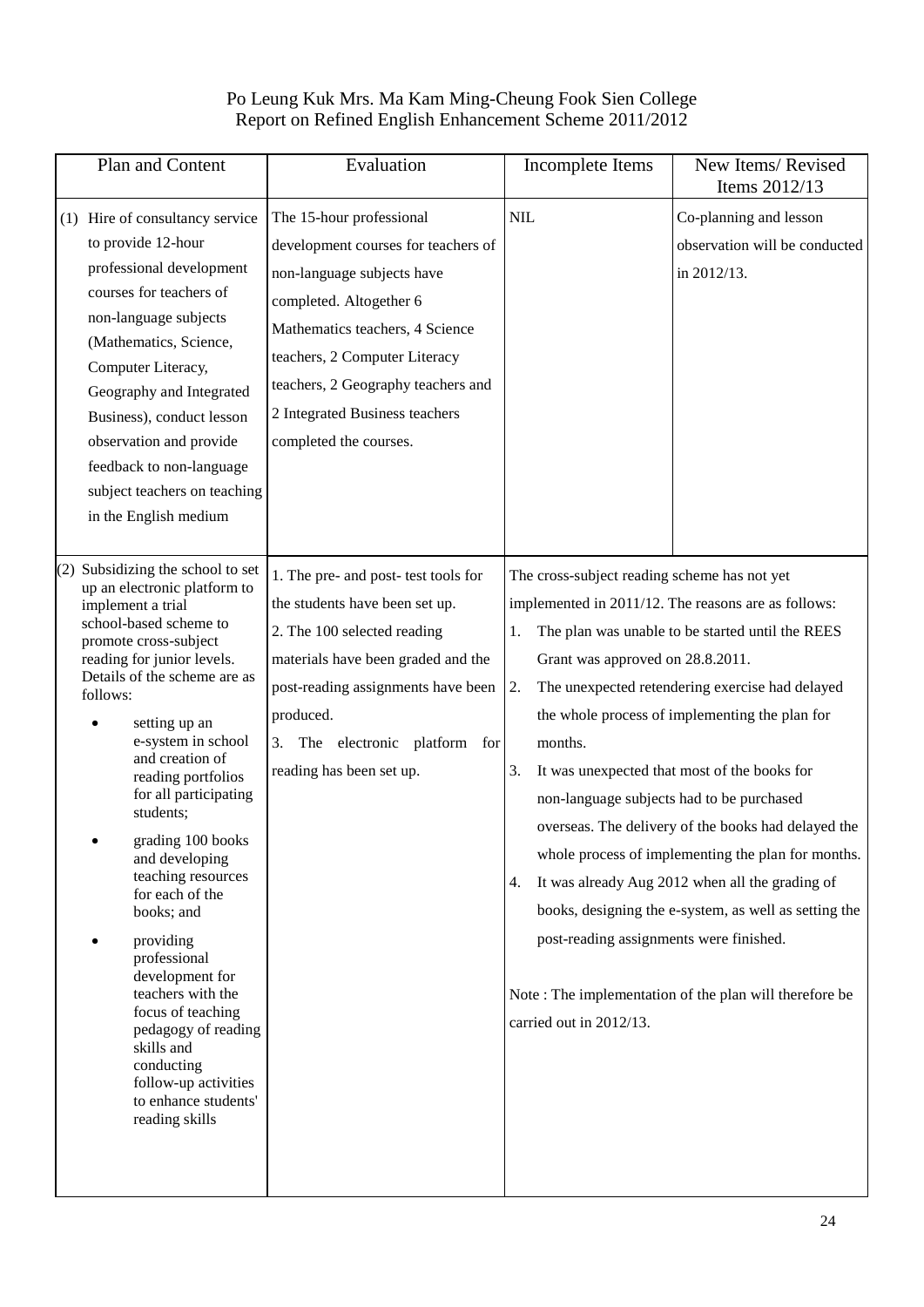Po Leung Kuk Mrs. Ma Kam Ming-Cheung Fook Sien College
Report on Refined English Enhancement Scheme 2011/2012

| Plan and Content | Evaluation | Incomplete Items | New Items/ Revised Items 2012/13 |
|---|---|---|---|
| (1) Hire of consultancy service to provide 12-hour professional development courses for teachers of non-language subjects (Mathematics, Science, Computer Literacy, Geography and Integrated Business), conduct lesson observation and provide feedback to non-language subject teachers on teaching in the English medium | The 15-hour professional development courses for teachers of non-language subjects have completed. Altogether 6 Mathematics teachers, 4 Science teachers, 2 Computer Literacy teachers, 2 Geography teachers and 2 Integrated Business teachers completed the courses. | NIL | Co-planning and lesson observation will be conducted in 2012/13. |
| (2) Subsidizing the school to set up an electronic platform to implement a trial school-based scheme to promote cross-subject reading for junior levels. Details of the scheme are as follows:<br>• setting up an e-system in school and creation of reading portfolios for all participating students;<br>• grading 100 books and developing teaching resources for each of the books; and<br>• providing professional development for teachers with the focus of teaching pedagogy of reading skills and conducting follow-up activities to enhance students' reading skills | 1. The pre- and post- test tools for the students have been set up.<br>2. The 100 selected reading materials have been graded and the post-reading assignments have been produced.<br>3. The electronic platform for reading has been set up. | The cross-subject reading scheme has not yet implemented in 2011/12. The reasons are as follows:<br>1. The plan was unable to be started until the REES Grant was approved on 28.8.2011.<br>2. The unexpected retendering exercise had delayed the whole process of implementing the plan for months.<br>3. It was unexpected that most of the books for non-language subjects had to be purchased overseas. The delivery of the books had delayed the whole process of implementing the plan for months.<br>4. It was already Aug 2012 when all the grading of books, designing the e-system, as well as setting the post-reading assignments were finished.<br><br>Note : The implementation of the plan will therefore be carried out in 2012/13. | |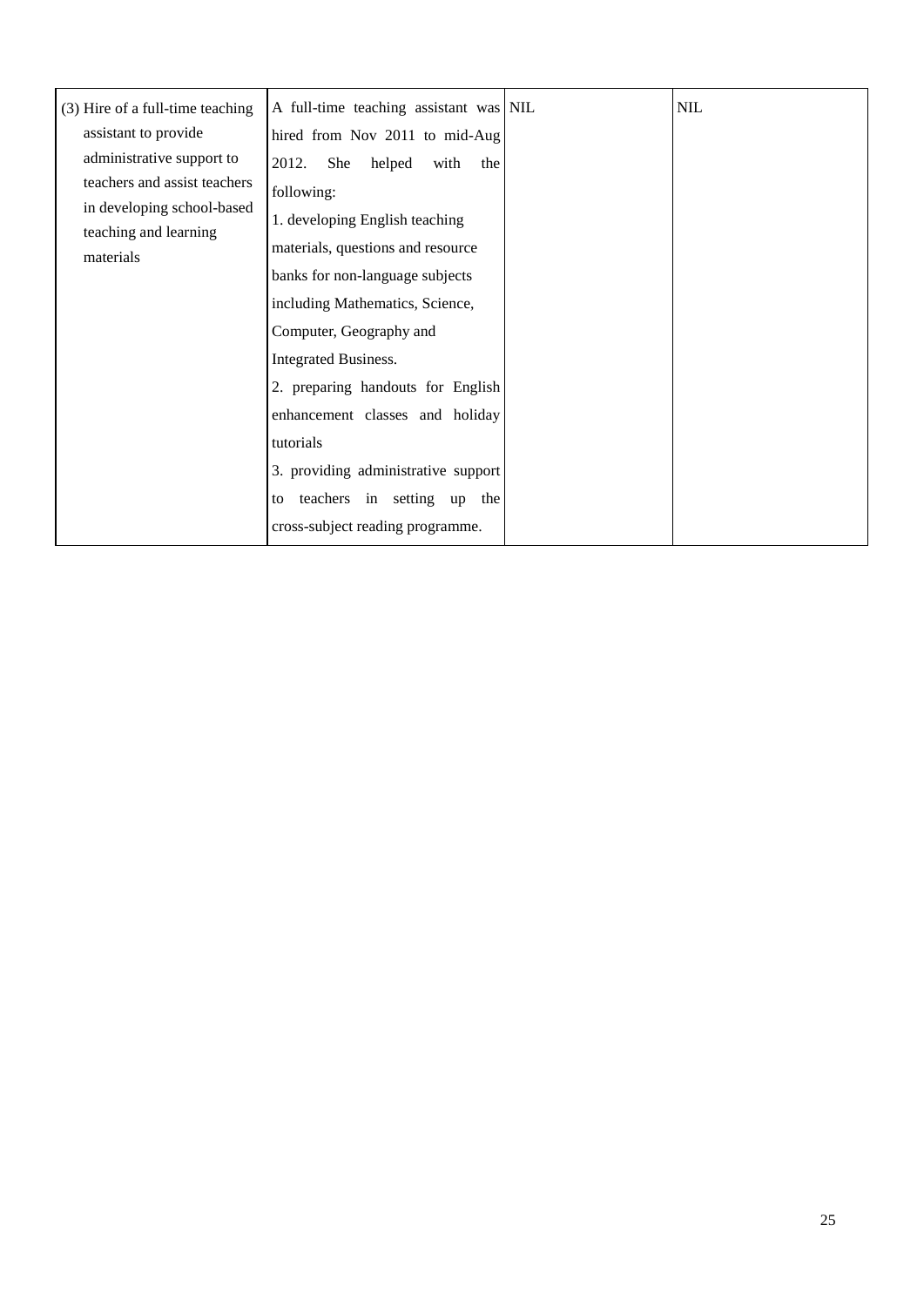| | | | |
|---|---|---|---|
| (3) Hire of a full-time teaching assistant to provide administrative support to teachers and assist teachers in developing school-based teaching and learning materials | A full-time teaching assistant was hired from Nov 2011 to mid-Aug 2012. She helped with the following:<br>1. developing English teaching materials, questions and resource banks for non-language subjects including Mathematics, Science, Computer, Geography and Integrated Business.<br>2. preparing handouts for English enhancement classes and holiday tutorials<br>3. providing administrative support to teachers in setting up the cross-subject reading programme. | NIL | NIL |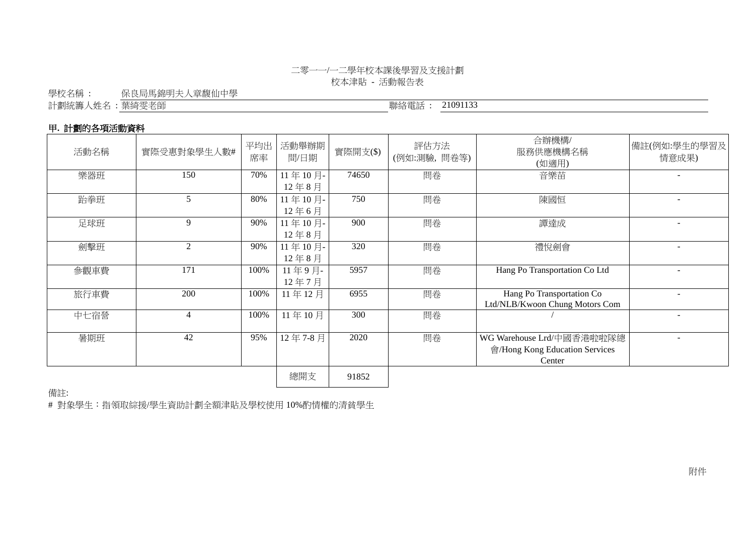二零一一/一二學年校本課後學習及支援計劃

校本津貼 - 活動報告表

學校名稱： 保良局馬錦明夫人章馥仙中學

計劃統籌人姓名：葉綺雯老師 聯絡電話： 21091133

**甲. 計劃的各項活動資料**

| 活動名稱 | 實際受惠對象學生人數# | 平均出席率 | 活動舉辦期間/日期 | 實際開支($) | 評估方法(例如:測驗, 問卷等) | 合辦機構/服務供應機構名稱(如適用) | 備註(例如:學生的學習及情意成果) |
|---|---|---|---|---|---|---|---|
| 樂器班 | 150 | 70% | 11 年 10 月-12 年 8 月 | 74650 | 問卷 | 音樂苗 | - |
| 跆拳班 | 5 | 80% | 11 年 10 月-12 年 6 月 | 750 | 問卷 | 陳國恒 | - |
| 足球班 | 9 | 90% | 11 年 10 月-12 年 8 月 | 900 | 問卷 | 譚達成 | - |
| 劍擊班 | 2 | 90% | 11 年 10 月-12 年 8 月 | 320 | 問卷 | 禮悅劍會 | - |
| 參觀車費 | 171 | 100% | 11 年 9 月-12 年 7 月 | 5957 | 問卷 | Hang Po Transportation Co Ltd | - |
| 旅行車費 | 200 | 100% | 11 年 12 月 | 6955 | 問卷 | Hang Po Transportation Co Ltd/NLB/Kwoon Chung Motors Com | - |
| 中七宿營 | 4 | 100% | 11 年 10 月 | 300 | 問卷 | / | - |
| 暑期班 | 42 | 95% | 12 年 7-8 月 | 2020 | 問卷 | WG Warehouse Lrd/中國香港啦啦隊總會/Hong Kong Education Services Center | - |
| | | | 總開支 | 91852 | | | |

備註:

# 對象學生：指領取綜援/學生資助計劃全額津貼及學校使用 10%酌情權的清貧學生

附件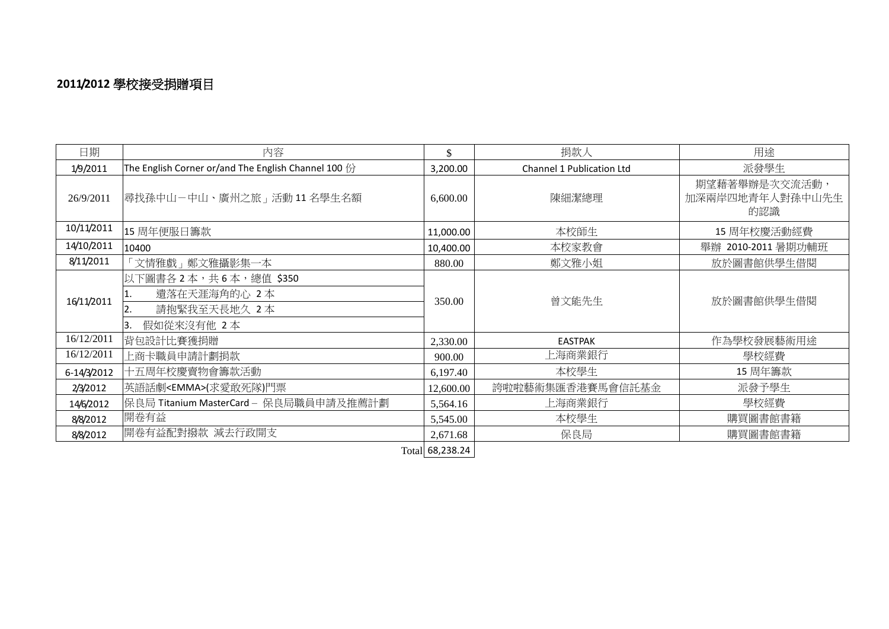**2011/2012 學校接受捐贈項目**

| 日期 | 內容 | $ | 捐款人 | 用途 |
|---|---|---|---|---|
| 1/9/2011 | The English Corner or/and The English Channel 100 份 | 3,200.00 | Channel 1 Publication Ltd | 派發學生 |
| 26/9/2011 | 尋找孫中山－中山、廣州之旅」活動 11 名學生名額 | 6,600.00 | 陳細潔總理 | 期望藉著舉辦是次交流活動，加深兩岸四地青年人對孫中山先生的認識 |
| 10/11/2011 | 15 周年便服日籌款 | 11,000.00 | 本校師生 | 15 周年校慶活動經費 |
| 14/10/2011 | 10400 | 10,400.00 | 本校家教會 | 舉辦 2010-2011 暑期功輔班 |
| 8/11/2011 | 「文情雅戲」鄭文雅攝影集一本 | 880.00 | 鄭文雅小姐 | 放於圖書館供學生借閱 |
| 16/11/2011 | 以下圖書各 2 本，共 6 本，總值 $350<br>1. 遺落在天涯海角的心 2 本<br>2. 請抱緊我至天長地久 2 本<br>3. 假如從來沒有他 2 本 | 350.00 | 曾文能先生 | 放於圖書館供學生借閱 |
| 16/12/2011 | 背包設計比賽獲捐贈 | 2,330.00 | EASTPAK | 作為學校發展藝術用途 |
| 16/12/2011 | 上商卡職員申請計劃捐款 | 900.00 | 上海商業銀行 | 學校經費 |
| 6-14/3/2012 | 十五周年校慶賣物會籌款活動 | 6,197.40 | 本校學生 | 15 周年籌款 |
| 2/3/2012 | 英語話劇<EMMA>(求愛敢死隊)門票 | 12,600.00 | 誇啦啦藝術集匯香港賽馬會信託基金 | 派發予學生 |
| 14/6/2012 | 保良局 Titanium MasterCard – 保良局職員申請及推薦計劃 | 5,564.16 | 上海商業銀行 | 學校經費 |
| 8/8/2012 | 開卷有益 | 5,545.00 | 本校學生 | 購買圖書館書籍 |
| 8/8/2012 | 開卷有益配對撥款 減去行政開支 | 2,671.68 | 保良局 | 購買圖書館書籍 |
| | Total | 68,238.24 | | |